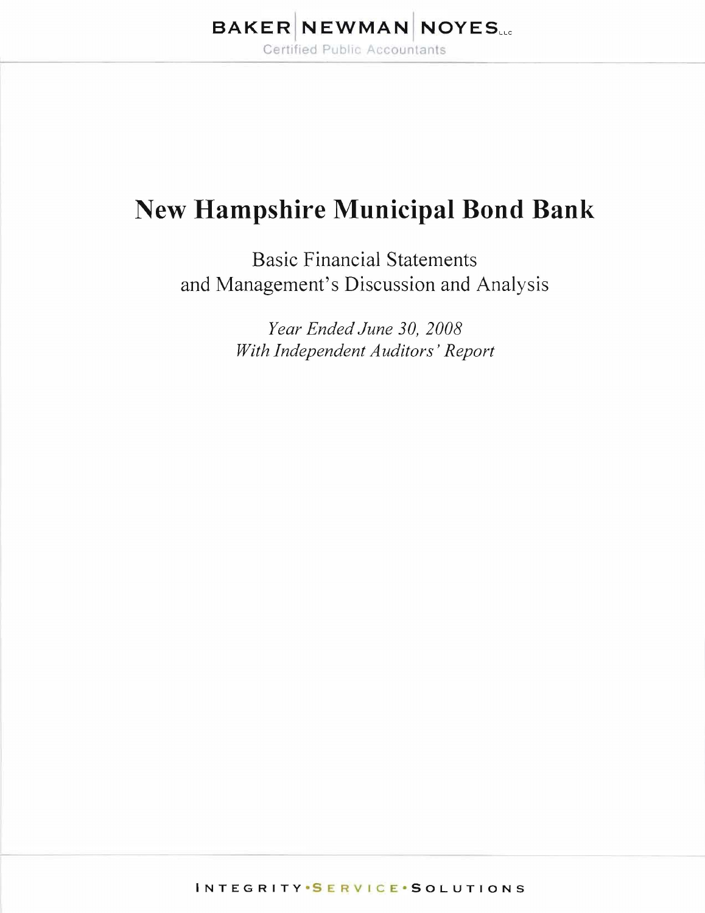BAKER | NEWMAN | NOYES LLC

Certified Public Accountants

# New Hampshire Municipal Bond Bank

Basic Financial Statements
and Management's Discussion and Analysis

*Year Ended June 30, 2008*
*With Independent Auditors' Report*

INTEGRITY • SERVICE • SOLUTIONS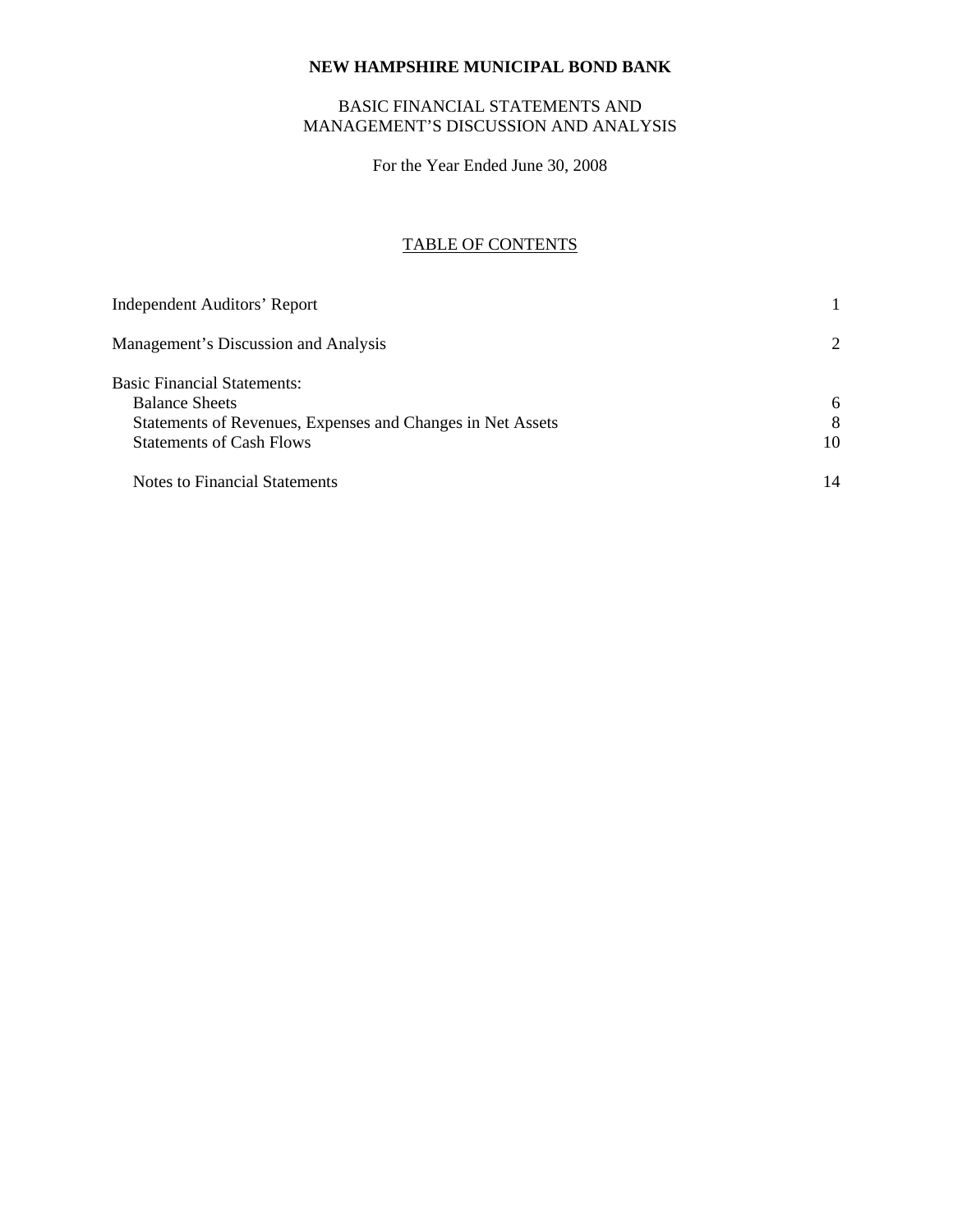# NEW HAMPSHIRE MUNICIPAL BOND BANK

BASIC FINANCIAL STATEMENTS AND
MANAGEMENT'S DISCUSSION AND ANALYSIS

For the Year Ended June 30, 2008

## TABLE OF CONTENTS

| | |
|---|---|
| Independent Auditors' Report | 1 |
| Management's Discussion and Analysis | 2 |
| Basic Financial Statements: | |
| Balance Sheets | 6 |
| Statements of Revenues, Expenses and Changes in Net Assets | 8 |
| Statements of Cash Flows | 10 |
| Notes to Financial Statements | 14 |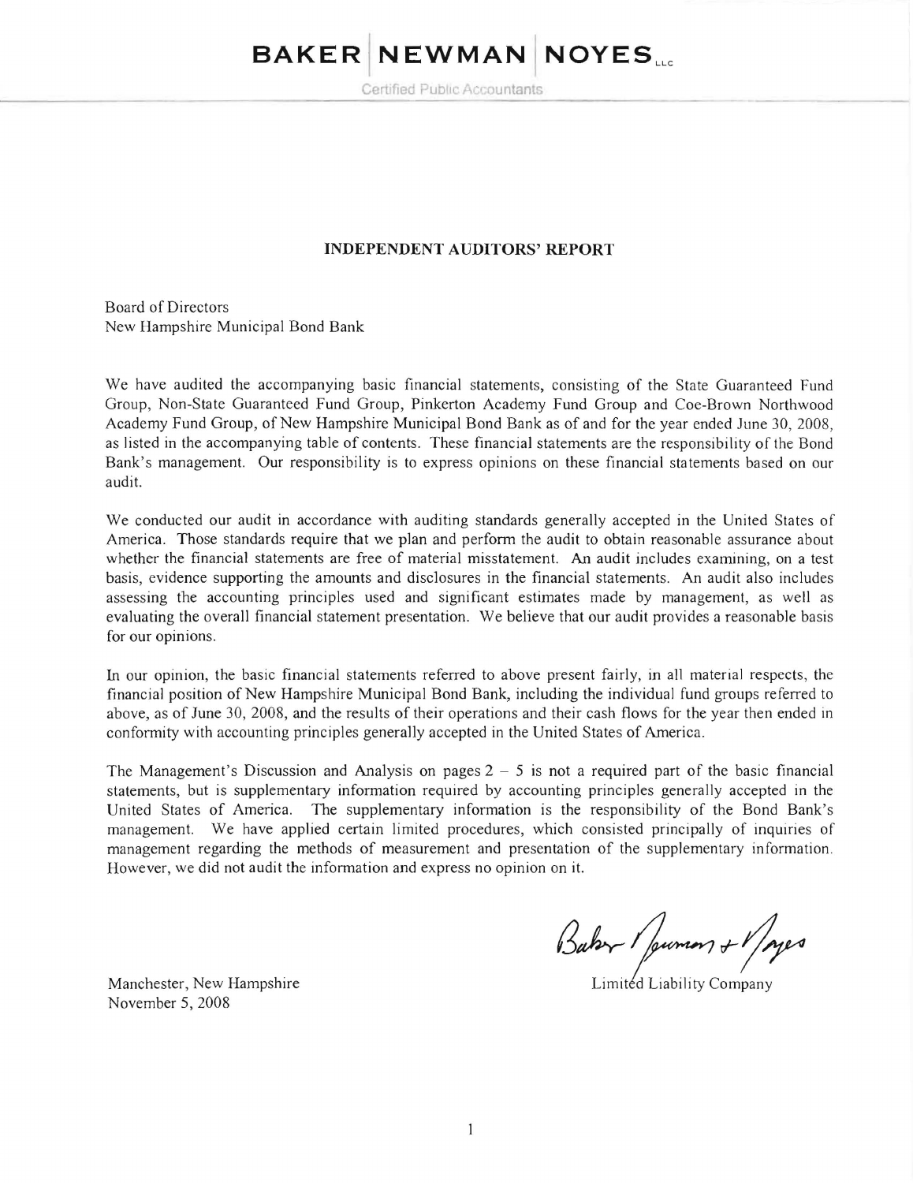BAKER | NEWMAN | NOYES LLC

Certified Public Accountants

## INDEPENDENT AUDITORS' REPORT

Board of Directors
New Hampshire Municipal Bond Bank

We have audited the accompanying basic financial statements, consisting of the State Guaranteed Fund Group, Non-State Guaranteed Fund Group, Pinkerton Academy Fund Group and Coe-Brown Northwood Academy Fund Group, of New Hampshire Municipal Bond Bank as of and for the year ended June 30, 2008, as listed in the accompanying table of contents. These financial statements are the responsibility of the Bond Bank's management. Our responsibility is to express opinions on these financial statements based on our audit.

We conducted our audit in accordance with auditing standards generally accepted in the United States of America. Those standards require that we plan and perform the audit to obtain reasonable assurance about whether the financial statements are free of material misstatement. An audit includes examining, on a test basis, evidence supporting the amounts and disclosures in the financial statements. An audit also includes assessing the accounting principles used and significant estimates made by management, as well as evaluating the overall financial statement presentation. We believe that our audit provides a reasonable basis for our opinions.

In our opinion, the basic financial statements referred to above present fairly, in all material respects, the financial position of New Hampshire Municipal Bond Bank, including the individual fund groups referred to above, as of June 30, 2008, and the results of their operations and their cash flows for the year then ended in conformity with accounting principles generally accepted in the United States of America.

The Management's Discussion and Analysis on pages 2 – 5 is not a required part of the basic financial statements, but is supplementary information required by accounting principles generally accepted in the United States of America. The supplementary information is the responsibility of the Bond Bank's management. We have applied certain limited procedures, which consisted principally of inquiries of management regarding the methods of measurement and presentation of the supplementary information. However, we did not audit the information and express no opinion on it.

Baker Newman + Noyes
Limited Liability Company

Manchester, New Hampshire
November 5, 2008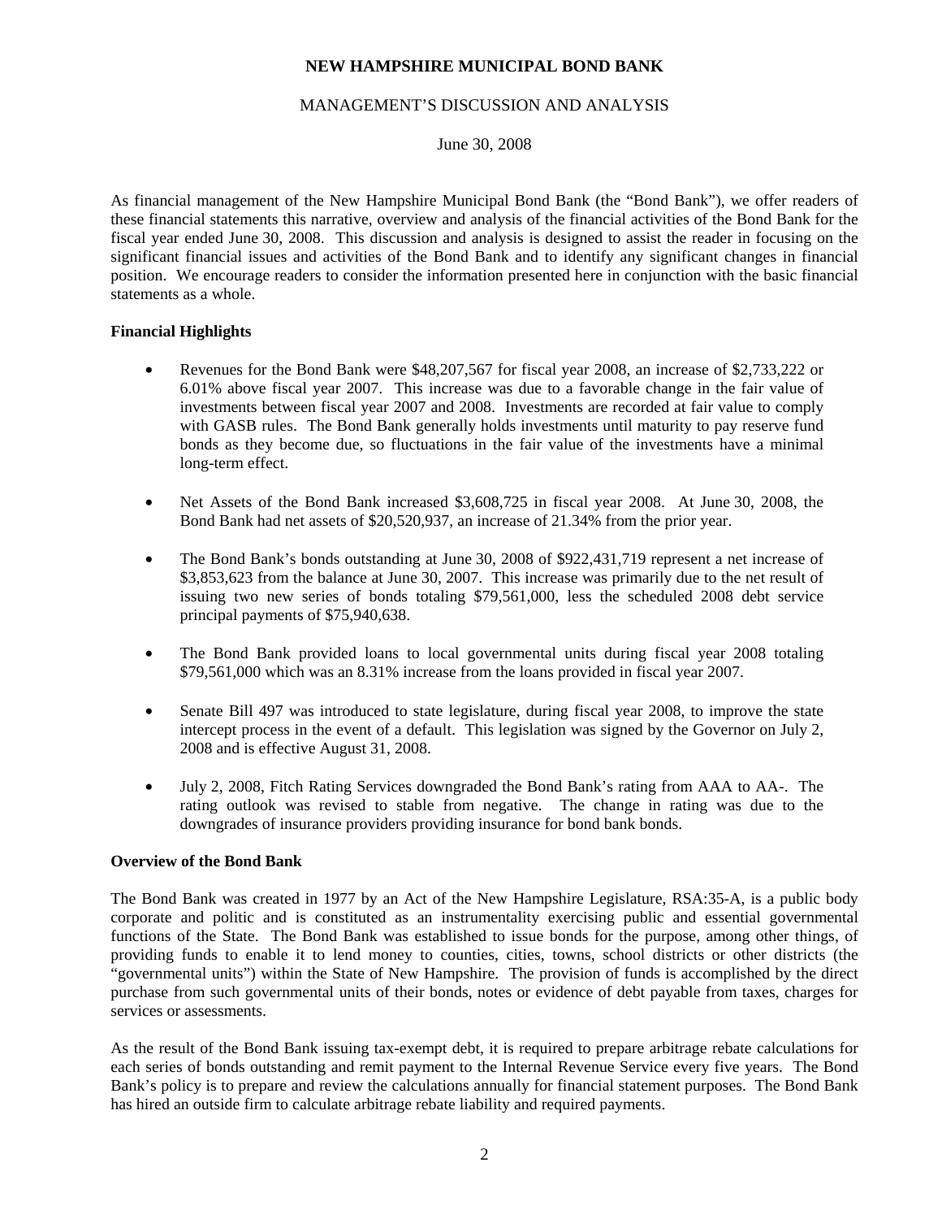# NEW HAMPSHIRE MUNICIPAL BOND BANK

## MANAGEMENT'S DISCUSSION AND ANALYSIS

June 30, 2008

As financial management of the New Hampshire Municipal Bond Bank (the "Bond Bank"), we offer readers of these financial statements this narrative, overview and analysis of the financial activities of the Bond Bank for the fiscal year ended June 30, 2008. This discussion and analysis is designed to assist the reader in focusing on the significant financial issues and activities of the Bond Bank and to identify any significant changes in financial position. We encourage readers to consider the information presented here in conjunction with the basic financial statements as a whole.

### Financial Highlights

- Revenues for the Bond Bank were $48,207,567 for fiscal year 2008, an increase of $2,733,222 or 6.01% above fiscal year 2007. This increase was due to a favorable change in the fair value of investments between fiscal year 2007 and 2008. Investments are recorded at fair value to comply with GASB rules. The Bond Bank generally holds investments until maturity to pay reserve fund bonds as they become due, so fluctuations in the fair value of the investments have a minimal long-term effect.

- Net Assets of the Bond Bank increased $3,608,725 in fiscal year 2008. At June 30, 2008, the Bond Bank had net assets of $20,520,937, an increase of 21.34% from the prior year.

- The Bond Bank's bonds outstanding at June 30, 2008 of $922,431,719 represent a net increase of $3,853,623 from the balance at June 30, 2007. This increase was primarily due to the net result of issuing two new series of bonds totaling $79,561,000, less the scheduled 2008 debt service principal payments of $75,940,638.

- The Bond Bank provided loans to local governmental units during fiscal year 2008 totaling $79,561,000 which was an 8.31% increase from the loans provided in fiscal year 2007.

- Senate Bill 497 was introduced to state legislature, during fiscal year 2008, to improve the state intercept process in the event of a default. This legislation was signed by the Governor on July 2, 2008 and is effective August 31, 2008.

- July 2, 2008, Fitch Rating Services downgraded the Bond Bank's rating from AAA to AA-. The rating outlook was revised to stable from negative. The change in rating was due to the downgrades of insurance providers providing insurance for bond bank bonds.

### Overview of the Bond Bank

The Bond Bank was created in 1977 by an Act of the New Hampshire Legislature, RSA:35-A, is a public body corporate and politic and is constituted as an instrumentality exercising public and essential governmental functions of the State. The Bond Bank was established to issue bonds for the purpose, among other things, of providing funds to enable it to lend money to counties, cities, towns, school districts or other districts (the "governmental units") within the State of New Hampshire. The provision of funds is accomplished by the direct purchase from such governmental units of their bonds, notes or evidence of debt payable from taxes, charges for services or assessments.

As the result of the Bond Bank issuing tax-exempt debt, it is required to prepare arbitrage rebate calculations for each series of bonds outstanding and remit payment to the Internal Revenue Service every five years. The Bond Bank's policy is to prepare and review the calculations annually for financial statement purposes. The Bond Bank has hired an outside firm to calculate arbitrage rebate liability and required payments.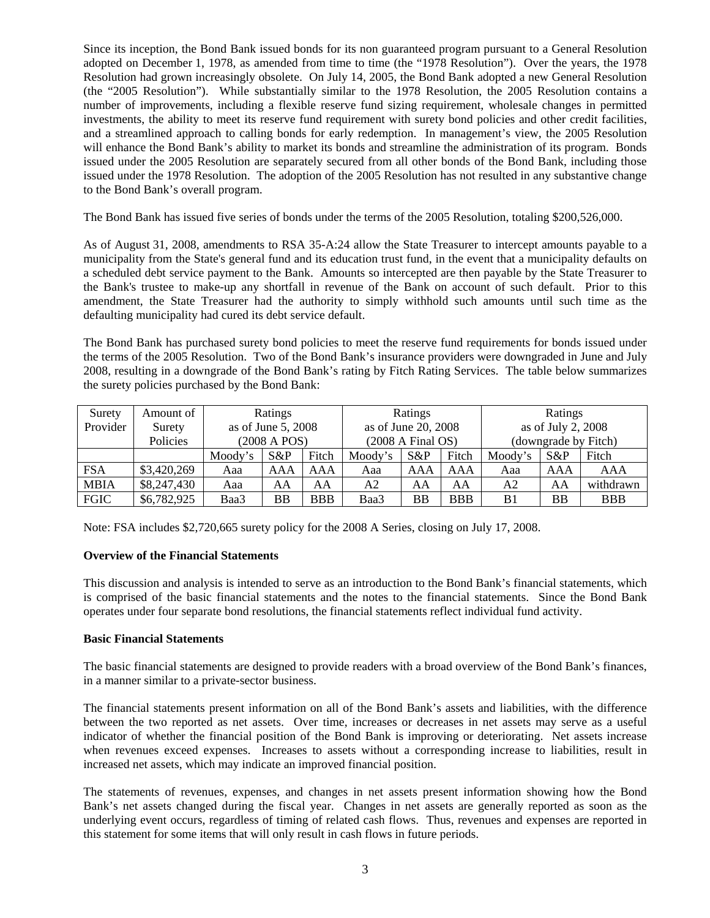Since its inception, the Bond Bank issued bonds for its non guaranteed program pursuant to a General Resolution adopted on December 1, 1978, as amended from time to time (the "1978 Resolution"). Over the years, the 1978 Resolution had grown increasingly obsolete. On July 14, 2005, the Bond Bank adopted a new General Resolution (the "2005 Resolution"). While substantially similar to the 1978 Resolution, the 2005 Resolution contains a number of improvements, including a flexible reserve fund sizing requirement, wholesale changes in permitted investments, the ability to meet its reserve fund requirement with surety bond policies and other credit facilities, and a streamlined approach to calling bonds for early redemption. In management's view, the 2005 Resolution will enhance the Bond Bank's ability to market its bonds and streamline the administration of its program. Bonds issued under the 2005 Resolution are separately secured from all other bonds of the Bond Bank, including those issued under the 1978 Resolution. The adoption of the 2005 Resolution has not resulted in any substantive change to the Bond Bank's overall program.

The Bond Bank has issued five series of bonds under the terms of the 2005 Resolution, totaling $200,526,000.

As of August 31, 2008, amendments to RSA 35-A:24 allow the State Treasurer to intercept amounts payable to a municipality from the State's general fund and its education trust fund, in the event that a municipality defaults on a scheduled debt service payment to the Bank. Amounts so intercepted are then payable by the State Treasurer to the Bank's trustee to make-up any shortfall in revenue of the Bank on account of such default. Prior to this amendment, the State Treasurer had the authority to simply withhold such amounts until such time as the defaulting municipality had cured its debt service default.

The Bond Bank has purchased surety bond policies to meet the reserve fund requirements for bonds issued under the terms of the 2005 Resolution. Two of the Bond Bank's insurance providers were downgraded in June and July 2008, resulting in a downgrade of the Bond Bank's rating by Fitch Rating Services. The table below summarizes the surety policies purchased by the Bond Bank:

| Surety Provider | Amount of Surety Policies | Ratings as of June 5, 2008 (2008 A POS) | | | Ratings as of June 20, 2008 (2008 A Final OS) | | | Ratings as of July 2, 2008 (downgrade by Fitch) | | |
|---|---|---|---|---|---|---|---|---|---|---|
| | | Moody's | S&P | Fitch | Moody's | S&P | Fitch | Moody's | S&P | Fitch |
| FSA | $3,420,269 | Aaa | AAA | AAA | Aaa | AAA | AAA | Aaa | AAA | AAA |
| MBIA | $8,247,430 | Aaa | AA | AA | A2 | AA | AA | A2 | AA | withdrawn |
| FGIC | $6,782,925 | Baa3 | BB | BBB | Baa3 | BB | BBB | B1 | BB | BBB |

Note: FSA includes $2,720,665 surety policy for the 2008 A Series, closing on July 17, 2008.

**Overview of the Financial Statements**

This discussion and analysis is intended to serve as an introduction to the Bond Bank's financial statements, which is comprised of the basic financial statements and the notes to the financial statements. Since the Bond Bank operates under four separate bond resolutions, the financial statements reflect individual fund activity.

**Basic Financial Statements**

The basic financial statements are designed to provide readers with a broad overview of the Bond Bank's finances, in a manner similar to a private-sector business.

The financial statements present information on all of the Bond Bank's assets and liabilities, with the difference between the two reported as net assets. Over time, increases or decreases in net assets may serve as a useful indicator of whether the financial position of the Bond Bank is improving or deteriorating. Net assets increase when revenues exceed expenses. Increases to assets without a corresponding increase to liabilities, result in increased net assets, which may indicate an improved financial position.

The statements of revenues, expenses, and changes in net assets present information showing how the Bond Bank's net assets changed during the fiscal year. Changes in net assets are generally reported as soon as the underlying event occurs, regardless of timing of related cash flows. Thus, revenues and expenses are reported in this statement for some items that will only result in cash flows in future periods.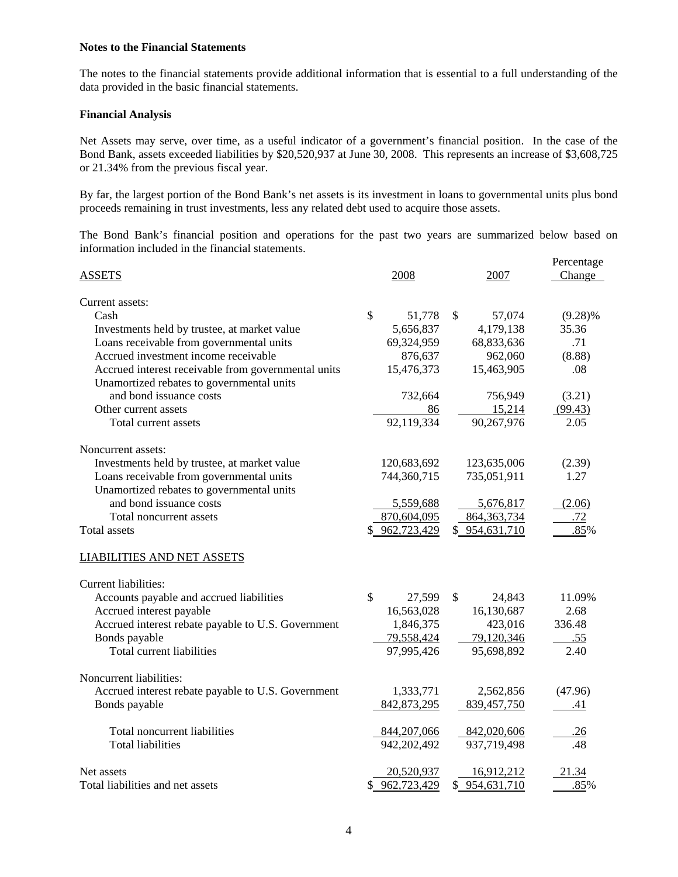**Notes to the Financial Statements**

The notes to the financial statements provide additional information that is essential to a full understanding of the data provided in the basic financial statements.

**Financial Analysis**

Net Assets may serve, over time, as a useful indicator of a government's financial position. In the case of the Bond Bank, assets exceeded liabilities by $20,520,937 at June 30, 2008. This represents an increase of $3,608,725 or 21.34% from the previous fiscal year.

By far, the largest portion of the Bond Bank's net assets is its investment in loans to governmental units plus bond proceeds remaining in trust investments, less any related debt used to acquire those assets.

The Bond Bank's financial position and operations for the past two years are summarized below based on information included in the financial statements.

| ASSETS | 2008 | 2007 | Percentage Change |
|---|---|---|---|
| Current assets: | | | |
| Cash | $ 51,778 | $ 57,074 | (9.28)% |
| Investments held by trustee, at market value | 5,656,837 | 4,179,138 | 35.36 |
| Loans receivable from governmental units | 69,324,959 | 68,833,636 | .71 |
| Accrued investment income receivable | 876,637 | 962,060 | (8.88) |
| Accrued interest receivable from governmental units | 15,476,373 | 15,463,905 | .08 |
| Unamortized rebates to governmental units and bond issuance costs | 732,664 | 756,949 | (3.21) |
| Other current assets | 86 | 15,214 | (99.43) |
| Total current assets | 92,119,334 | 90,267,976 | 2.05 |
| Noncurrent assets: | | | |
| Investments held by trustee, at market value | 120,683,692 | 123,635,006 | (2.39) |
| Loans receivable from governmental units | 744,360,715 | 735,051,911 | 1.27 |
| Unamortized rebates to governmental units and bond issuance costs | 5,559,688 | 5,676,817 | (2.06) |
| Total noncurrent assets | 870,604,095 | 864,363,734 | .72 |
| Total assets | $ 962,723,429 | $ 954,631,710 | .85% |
| LIABILITIES AND NET ASSETS | | | |
| Current liabilities: | | | |
| Accounts payable and accrued liabilities | $ 27,599 | $ 24,843 | 11.09% |
| Accrued interest payable | 16,563,028 | 16,130,687 | 2.68 |
| Accrued interest rebate payable to U.S. Government | 1,846,375 | 423,016 | 336.48 |
| Bonds payable | 79,558,424 | 79,120,346 | .55 |
| Total current liabilities | 97,995,426 | 95,698,892 | 2.40 |
| Noncurrent liabilities: | | | |
| Accrued interest rebate payable to U.S. Government | 1,333,771 | 2,562,856 | (47.96) |
| Bonds payable | 842,873,295 | 839,457,750 | .41 |
| Total noncurrent liabilities | 844,207,066 | 842,020,606 | .26 |
| Total liabilities | 942,202,492 | 937,719,498 | .48 |
| Net assets | 20,520,937 | 16,912,212 | 21.34 |
| Total liabilities and net assets | $ 962,723,429 | $ 954,631,710 | .85% |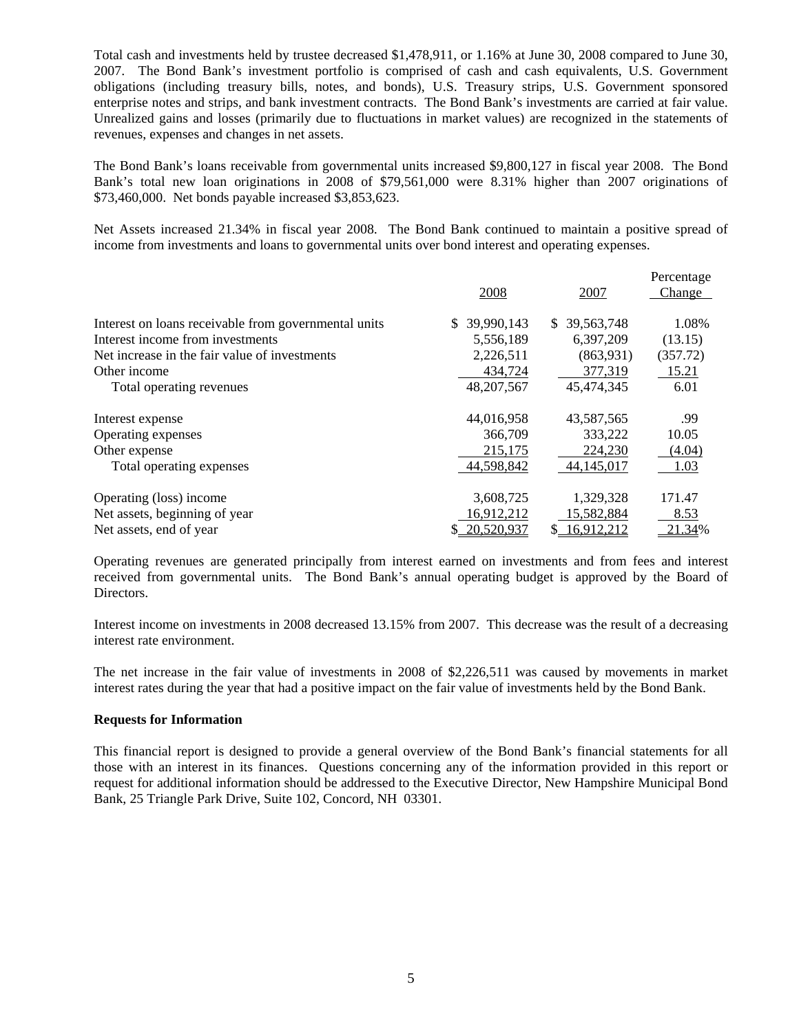Total cash and investments held by trustee decreased $1,478,911, or 1.16% at June 30, 2008 compared to June 30, 2007. The Bond Bank's investment portfolio is comprised of cash and cash equivalents, U.S. Government obligations (including treasury bills, notes, and bonds), U.S. Treasury strips, U.S. Government sponsored enterprise notes and strips, and bank investment contracts. The Bond Bank's investments are carried at fair value. Unrealized gains and losses (primarily due to fluctuations in market values) are recognized in the statements of revenues, expenses and changes in net assets.

The Bond Bank's loans receivable from governmental units increased $9,800,127 in fiscal year 2008. The Bond Bank's total new loan originations in 2008 of $79,561,000 were 8.31% higher than 2007 originations of $73,460,000. Net bonds payable increased $3,853,623.

Net Assets increased 21.34% in fiscal year 2008. The Bond Bank continued to maintain a positive spread of income from investments and loans to governmental units over bond interest and operating expenses.

| | 2008 | 2007 | Percentage Change |
|---|---|---|---|
| Interest on loans receivable from governmental units | $ 39,990,143 | $ 39,563,748 | 1.08% |
| Interest income from investments | 5,556,189 | 6,397,209 | (13.15) |
| Net increase in the fair value of investments | 2,226,511 | (863,931) | (357.72) |
| Other income | 434,724 | 377,319 | 15.21 |
| Total operating revenues | 48,207,567 | 45,474,345 | 6.01 |
| | | | |
| Interest expense | 44,016,958 | 43,587,565 | .99 |
| Operating expenses | 366,709 | 333,222 | 10.05 |
| Other expense | 215,175 | 224,230 | (4.04) |
| Total operating expenses | 44,598,842 | 44,145,017 | 1.03 |
| | | | |
| Operating (loss) income | 3,608,725 | 1,329,328 | 171.47 |
| Net assets, beginning of year | 16,912,212 | 15,582,884 | 8.53 |
| Net assets, end of year | $ 20,520,937 | $ 16,912,212 | 21.34% |

Operating revenues are generated principally from interest earned on investments and from fees and interest received from governmental units. The Bond Bank's annual operating budget is approved by the Board of Directors.

Interest income on investments in 2008 decreased 13.15% from 2007. This decrease was the result of a decreasing interest rate environment.

The net increase in the fair value of investments in 2008 of $2,226,511 was caused by movements in market interest rates during the year that had a positive impact on the fair value of investments held by the Bond Bank.

**Requests for Information**

This financial report is designed to provide a general overview of the Bond Bank's financial statements for all those with an interest in its finances. Questions concerning any of the information provided in this report or request for additional information should be addressed to the Executive Director, New Hampshire Municipal Bond Bank, 25 Triangle Park Drive, Suite 102, Concord, NH 03301.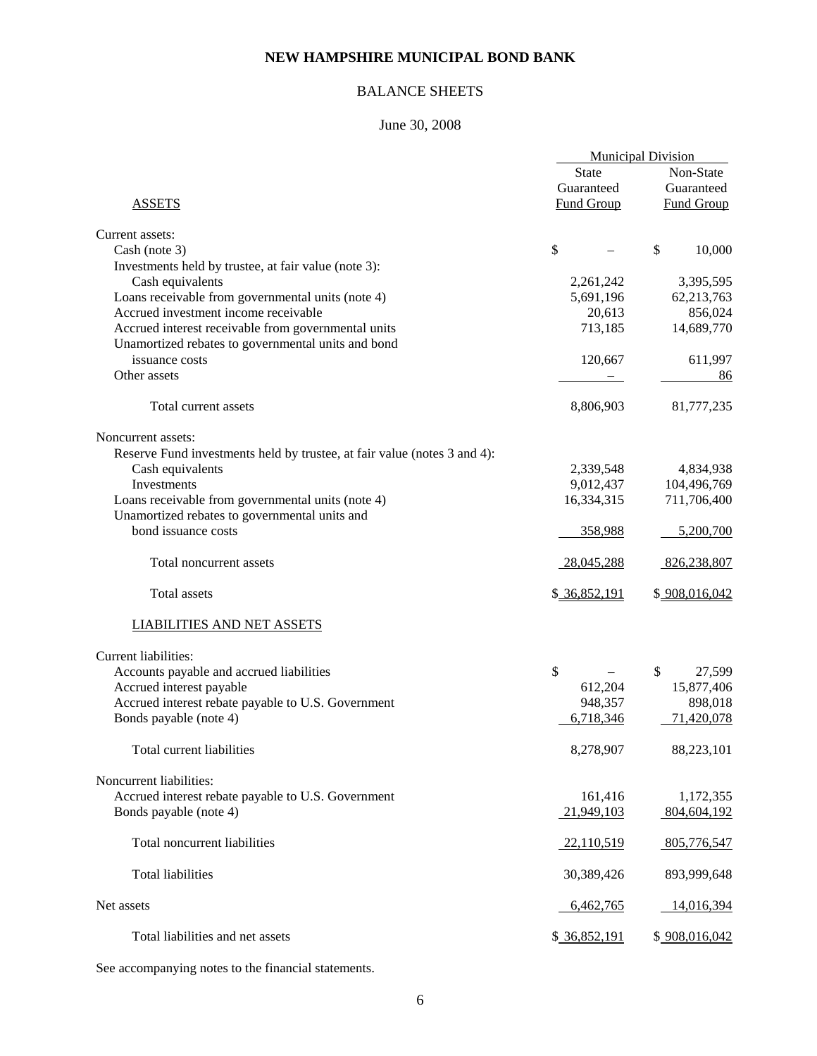# NEW HAMPSHIRE MUNICIPAL BOND BANK

## BALANCE SHEETS

June 30, 2008

| | Municipal Division | |
|---|---|---|
| ASSETS | State Guaranteed Fund Group | Non-State Guaranteed Fund Group |
| Current assets: | | |
| Cash (note 3) | $ – | $ 10,000 |
| Investments held by trustee, at fair value (note 3): | | |
| Cash equivalents | 2,261,242 | 3,395,595 |
| Loans receivable from governmental units (note 4) | 5,691,196 | 62,213,763 |
| Accrued investment income receivable | 20,613 | 856,024 |
| Accrued interest receivable from governmental units | 713,185 | 14,689,770 |
| Unamortized rebates to governmental units and bond issuance costs | 120,667 | 611,997 |
| Other assets | – | 86 |
| Total current assets | 8,806,903 | 81,777,235 |
| Noncurrent assets: | | |
| Reserve Fund investments held by trustee, at fair value (notes 3 and 4): | | |
| Cash equivalents | 2,339,548 | 4,834,938 |
| Investments | 9,012,437 | 104,496,769 |
| Loans receivable from governmental units (note 4) | 16,334,315 | 711,706,400 |
| Unamortized rebates to governmental units and bond issuance costs | 358,988 | 5,200,700 |
| Total noncurrent assets | 28,045,288 | 826,238,807 |
| Total assets | $ 36,852,191 | $ 908,016,042 |
| LIABILITIES AND NET ASSETS | | |
| Current liabilities: | | |
| Accounts payable and accrued liabilities | $ – | $ 27,599 |
| Accrued interest payable | 612,204 | 15,877,406 |
| Accrued interest rebate payable to U.S. Government | 948,357 | 898,018 |
| Bonds payable (note 4) | 6,718,346 | 71,420,078 |
| Total current liabilities | 8,278,907 | 88,223,101 |
| Noncurrent liabilities: | | |
| Accrued interest rebate payable to U.S. Government | 161,416 | 1,172,355 |
| Bonds payable (note 4) | 21,949,103 | 804,604,192 |
| Total noncurrent liabilities | 22,110,519 | 805,776,547 |
| Total liabilities | 30,389,426 | 893,999,648 |
| Net assets | 6,462,765 | 14,016,394 |
| Total liabilities and net assets | $ 36,852,191 | $ 908,016,042 |

See accompanying notes to the financial statements.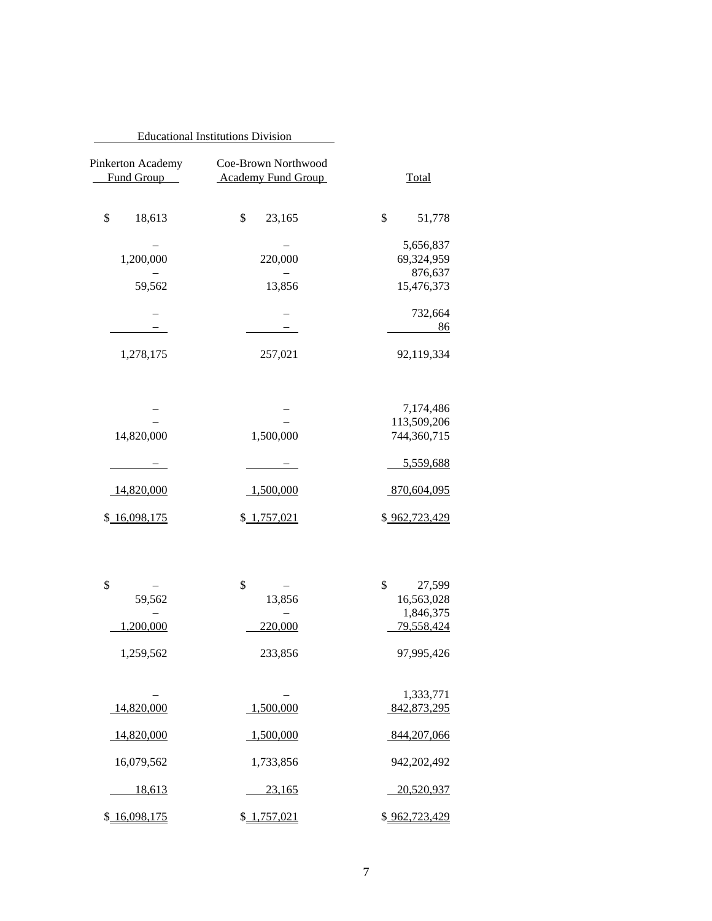| Educational Institutions Division | | |
|---|---|---|
| Pinkerton Academy Fund Group | Coe-Brown Northwood Academy Fund Group | Total |
| $ 18,613 | $ 23,165 | $ 51,778 |
| – | – | 5,656,837 |
| 1,200,000 | 220,000 | 69,324,959 |
| – | – | 876,637 |
| 59,562 | 13,856 | 15,476,373 |
| – | – | 732,664 |
| – | – | 86 |
| 1,278,175 | 257,021 | 92,119,334 |
| | | |
| – | – | 7,174,486 |
| – | – | 113,509,206 |
| 14,820,000 | 1,500,000 | 744,360,715 |
| – | – | 5,559,688 |
| 14,820,000 | 1,500,000 | 870,604,095 |
| $ 16,098,175 | $ 1,757,021 | $ 962,723,429 |
| | | |
| $ – | $ – | $ 27,599 |
| 59,562 | 13,856 | 16,563,028 |
| – | – | 1,846,375 |
| 1,200,000 | 220,000 | 79,558,424 |
| 1,259,562 | 233,856 | 97,995,426 |
| | | |
| – | – | 1,333,771 |
| 14,820,000 | 1,500,000 | 842,873,295 |
| 14,820,000 | 1,500,000 | 844,207,066 |
| 16,079,562 | 1,733,856 | 942,202,492 |
| 18,613 | 23,165 | 20,520,937 |
| $ 16,098,175 | $ 1,757,021 | $ 962,723,429 |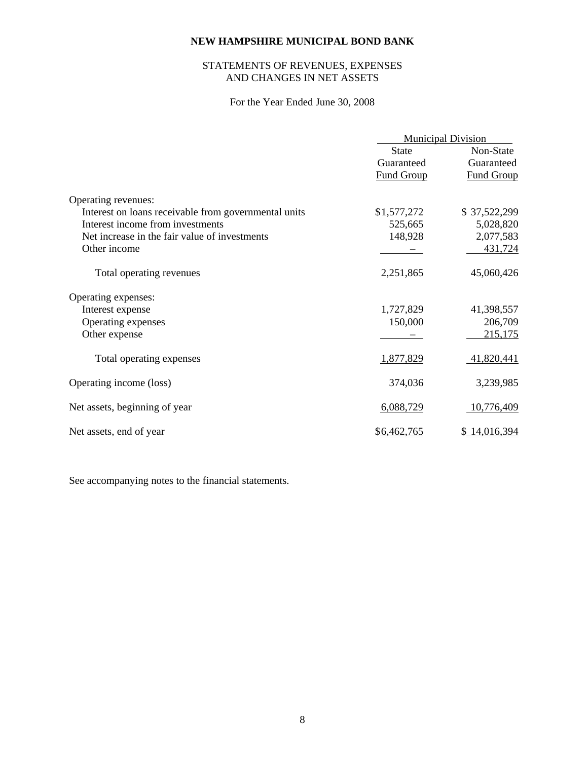**NEW HAMPSHIRE MUNICIPAL BOND BANK**

STATEMENTS OF REVENUES, EXPENSES
AND CHANGES IN NET ASSETS

For the Year Ended June 30, 2008

| | Municipal Division | |
|---|---|---|
| | State Guaranteed Fund Group | Non-State Guaranteed Fund Group |
| Operating revenues: | | |
| Interest on loans receivable from governmental units | $1,577,272 | $ 37,522,299 |
| Interest income from investments | 525,665 | 5,028,820 |
| Net increase in the fair value of investments | 148,928 | 2,077,583 |
| Other income | – | 431,724 |
| Total operating revenues | 2,251,865 | 45,060,426 |
| Operating expenses: | | |
| Interest expense | 1,727,829 | 41,398,557 |
| Operating expenses | 150,000 | 206,709 |
| Other expense | – | 215,175 |
| Total operating expenses | 1,877,829 | 41,820,441 |
| Operating income (loss) | 374,036 | 3,239,985 |
| Net assets, beginning of year | 6,088,729 | 10,776,409 |
| Net assets, end of year | $6,462,765 | $ 14,016,394 |

See accompanying notes to the financial statements.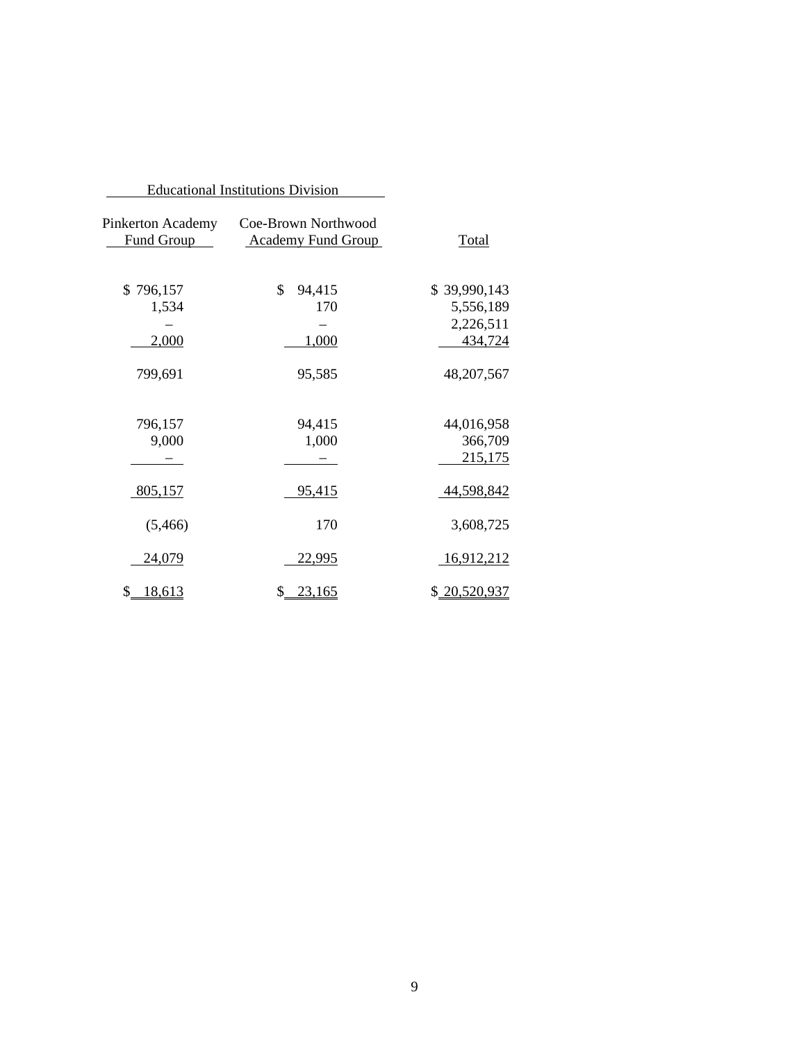| Educational Institutions Division | | |
|---|---|---|
| Pinkerton Academy Fund Group | Coe-Brown Northwood Academy Fund Group | Total |
| $ 796,157 | $ 94,415 | $ 39,990,143 |
| 1,534 | 170 | 5,556,189 |
| – | – | 2,226,511 |
| 2,000 | 1,000 | 434,724 |
| 799,691 | 95,585 | 48,207,567 |
| 796,157 | 94,415 | 44,016,958 |
| 9,000 | 1,000 | 366,709 |
| – | – | 215,175 |
| 805,157 | 95,415 | 44,598,842 |
| (5,466) | 170 | 3,608,725 |
| 24,079 | 22,995 | 16,912,212 |
| $ 18,613 | $ 23,165 | $ 20,520,937 |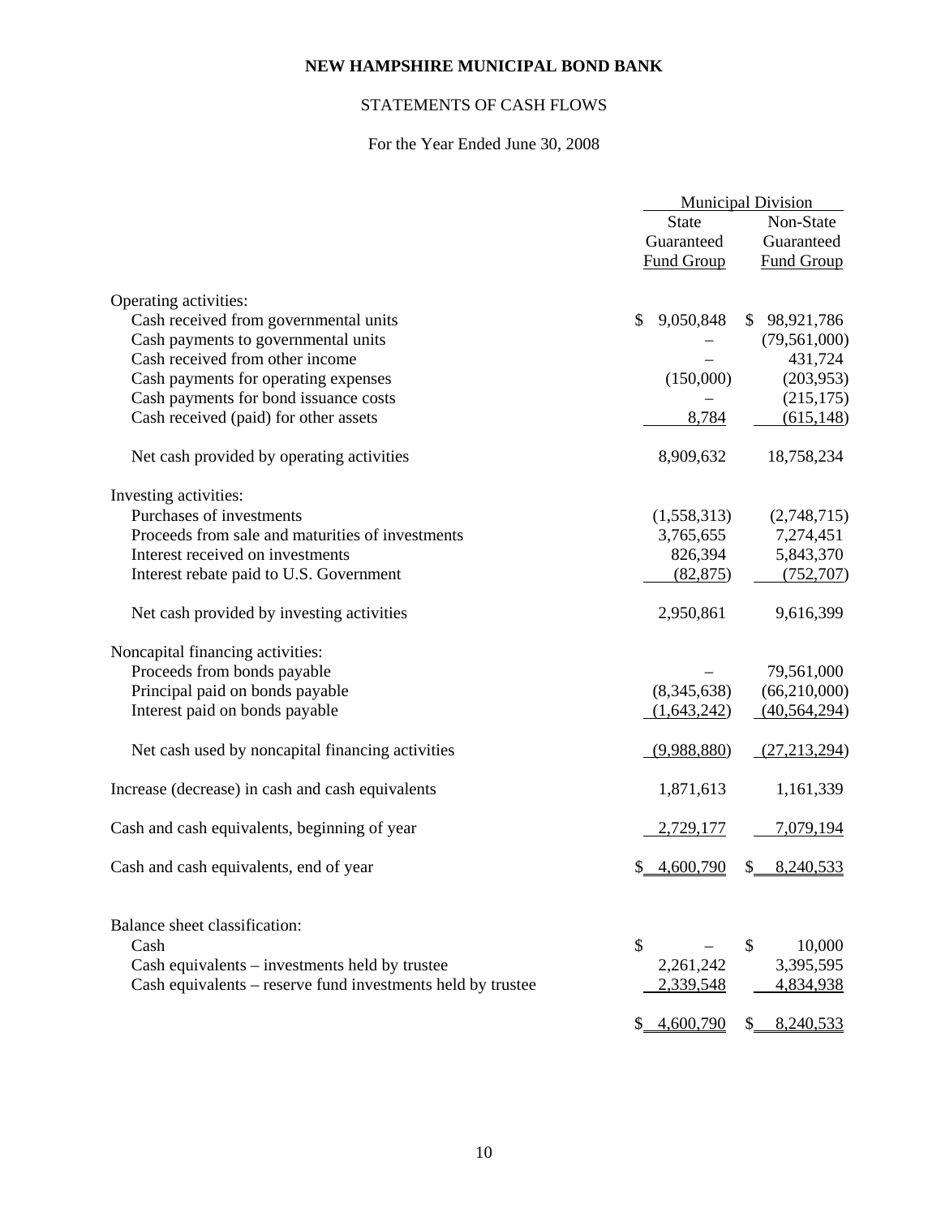# NEW HAMPSHIRE MUNICIPAL BOND BANK

## STATEMENTS OF CASH FLOWS

For the Year Ended June 30, 2008

| | Municipal Division | |
|---|---|---|
| | State Guaranteed Fund Group | Non-State Guaranteed Fund Group |
| **Operating activities:** | | |
| Cash received from governmental units | $ 9,050,848 | $ 98,921,786 |
| Cash payments to governmental units | – | (79,561,000) |
| Cash received from other income | – | 431,724 |
| Cash payments for operating expenses | (150,000) | (203,953) |
| Cash payments for bond issuance costs | – | (215,175) |
| Cash received (paid) for other assets | 8,784 | (615,148) |
| Net cash provided by operating activities | 8,909,632 | 18,758,234 |
| **Investing activities:** | | |
| Purchases of investments | (1,558,313) | (2,748,715) |
| Proceeds from sale and maturities of investments | 3,765,655 | 7,274,451 |
| Interest received on investments | 826,394 | 5,843,370 |
| Interest rebate paid to U.S. Government | (82,875) | (752,707) |
| Net cash provided by investing activities | 2,950,861 | 9,616,399 |
| **Noncapital financing activities:** | | |
| Proceeds from bonds payable | – | 79,561,000 |
| Principal paid on bonds payable | (8,345,638) | (66,210,000) |
| Interest paid on bonds payable | (1,643,242) | (40,564,294) |
| Net cash used by noncapital financing activities | (9,988,880) | (27,213,294) |
| Increase (decrease) in cash and cash equivalents | 1,871,613 | 1,161,339 |
| Cash and cash equivalents, beginning of year | 2,729,177 | 7,079,194 |
| Cash and cash equivalents, end of year | $ 4,600,790 | $ 8,240,533 |
| **Balance sheet classification:** | | |
| Cash | $ – | $ 10,000 |
| Cash equivalents – investments held by trustee | 2,261,242 | 3,395,595 |
| Cash equivalents – reserve fund investments held by trustee | 2,339,548 | 4,834,938 |
| | $ 4,600,790 | $ 8,240,533 |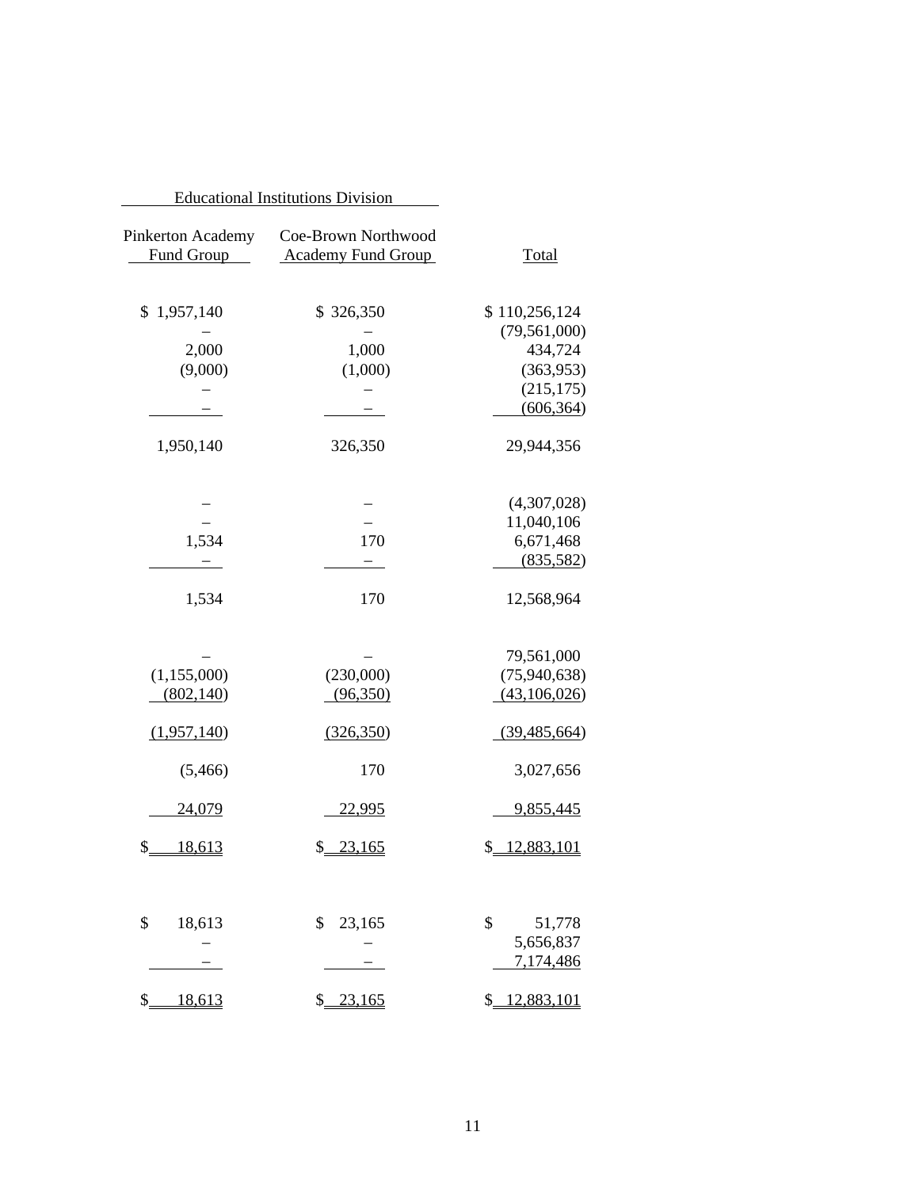| Educational Institutions Division | | |
|---|---|---|
| Pinkerton Academy Fund Group | Coe-Brown Northwood Academy Fund Group | Total |
| $ 1,957,140 | $ 326,350 | $ 110,256,124 |
| – | – | (79,561,000) |
| 2,000 | 1,000 | 434,724 |
| (9,000) | (1,000) | (363,953) |
| – | – | (215,175) |
| – | – | (606,364) |
| 1,950,140 | 326,350 | 29,944,356 |
| | | |
| – | – | (4,307,028) |
| – | – | 11,040,106 |
| 1,534 | 170 | 6,671,468 |
| – | – | (835,582) |
| 1,534 | 170 | 12,568,964 |
| | | |
| – | – | 79,561,000 |
| (1,155,000) | (230,000) | (75,940,638) |
| (802,140) | (96,350) | (43,106,026) |
| (1,957,140) | (326,350) | (39,485,664) |
| (5,466) | 170 | 3,027,656 |
| 24,079 | 22,995 | 9,855,445 |
| $ 18,613 | $ 23,165 | $ 12,883,101 |
| | | |
| $ 18,613 | $ 23,165 | $ 51,778 |
| – | – | 5,656,837 |
| – | – | 7,174,486 |
| $ 18,613 | $ 23,165 | $ 12,883,101 |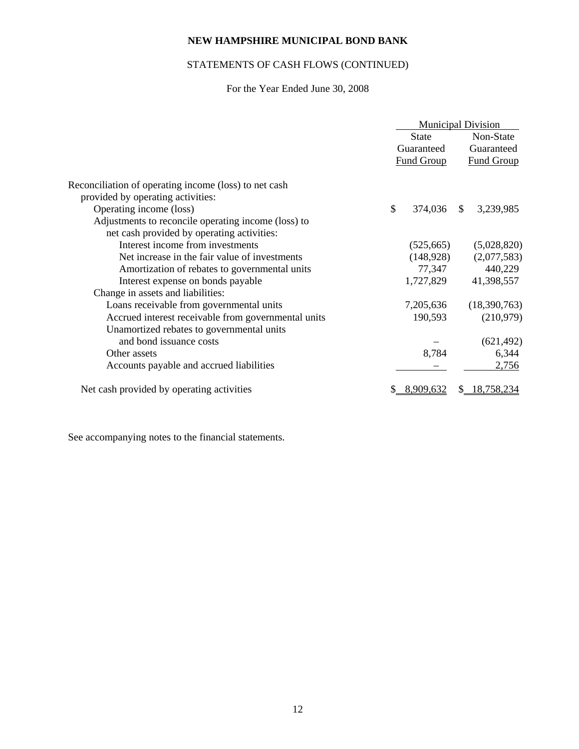**NEW HAMPSHIRE MUNICIPAL BOND BANK**

STATEMENTS OF CASH FLOWS (CONTINUED)

For the Year Ended June 30, 2008

| | Municipal Division | |
|---|---|---|
| | State Guaranteed Fund Group | Non-State Guaranteed Fund Group |
| Reconciliation of operating income (loss) to net cash provided by operating activities: | | |
| Operating income (loss) | $ 374,036 | $ 3,239,985 |
| Adjustments to reconcile operating income (loss) to net cash provided by operating activities: | | |
| Interest income from investments | (525,665) | (5,028,820) |
| Net increase in the fair value of investments | (148,928) | (2,077,583) |
| Amortization of rebates to governmental units | 77,347 | 440,229 |
| Interest expense on bonds payable | 1,727,829 | 41,398,557 |
| Change in assets and liabilities: | | |
| Loans receivable from governmental units | 7,205,636 | (18,390,763) |
| Accrued interest receivable from governmental units | 190,593 | (210,979) |
| Unamortized rebates to governmental units and bond issuance costs | – | (621,492) |
| Other assets | 8,784 | 6,344 |
| Accounts payable and accrued liabilities | – | 2,756 |
| Net cash provided by operating activities | $ 8,909,632 | $ 18,758,234 |

See accompanying notes to the financial statements.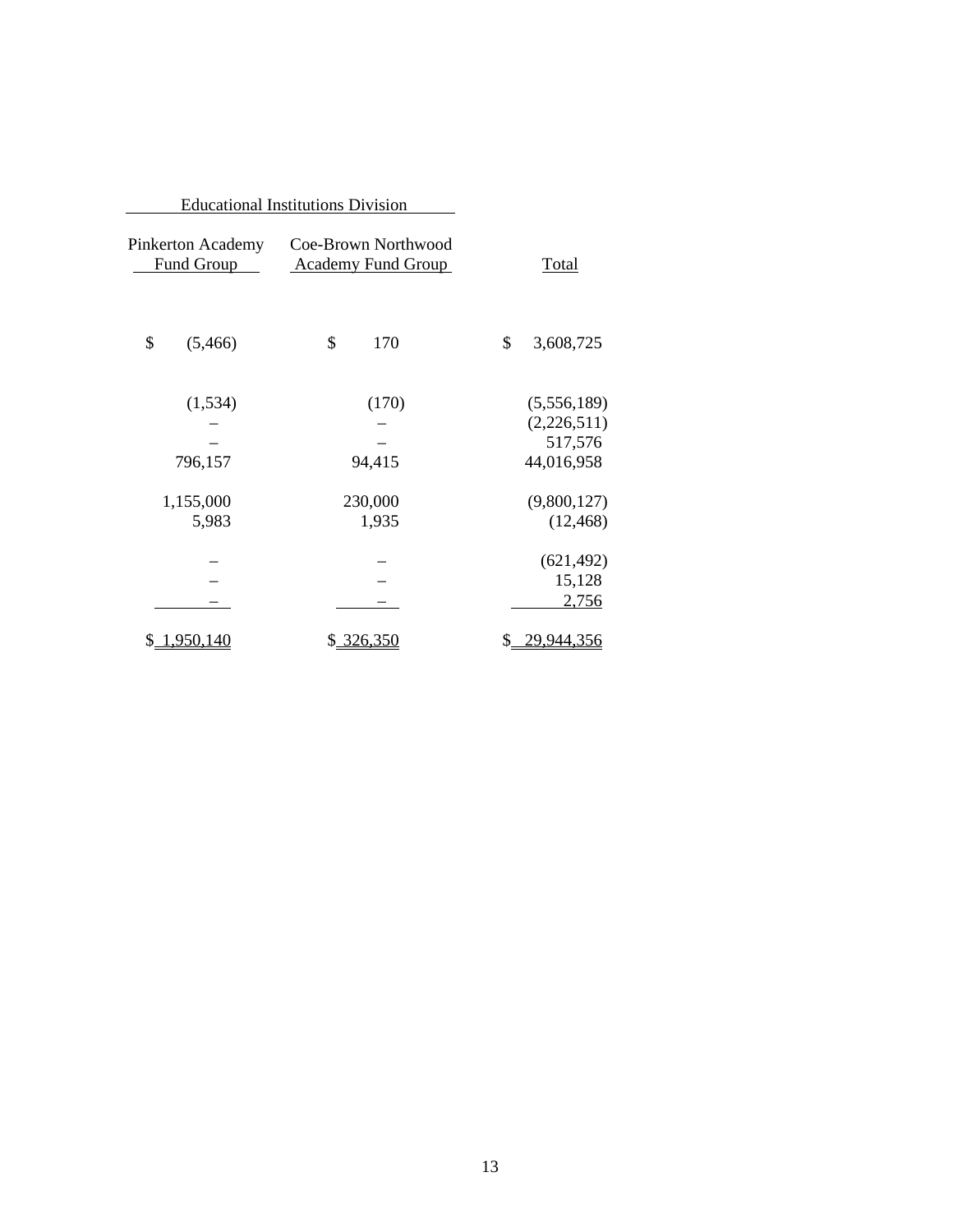| Educational Institutions Division | | |
| --- | --- | --- |
| Pinkerton Academy Fund Group | Coe-Brown Northwood Academy Fund Group | Total |
| $ (5,466) | $ 170 | $ 3,608,725 |
| (1,534) | (170) | (5,556,189) |
| – | – | (2,226,511) |
| – | – | 517,576 |
| 796,157 | 94,415 | 44,016,958 |
| 1,155,000 | 230,000 | (9,800,127) |
| 5,983 | 1,935 | (12,468) |
| – | – | (621,492) |
| – | – | 15,128 |
| – | – | 2,756 |
| $ 1,950,140 | $ 326,350 | $ 29,944,356 |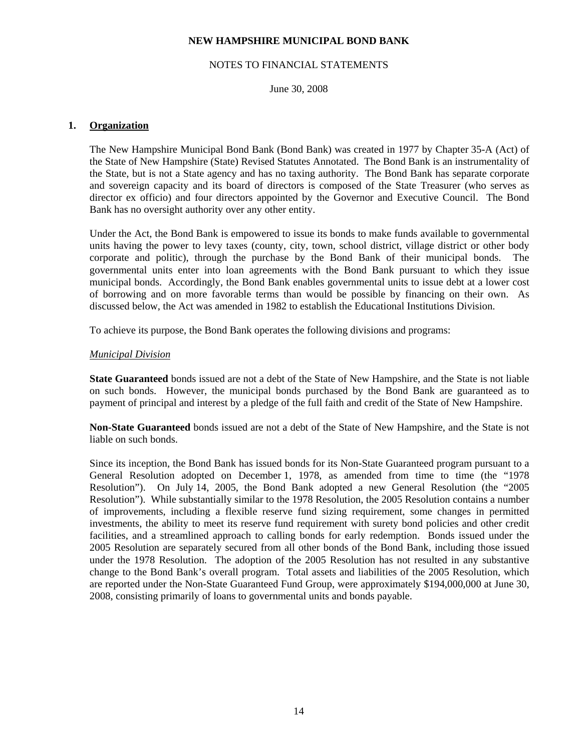**NEW HAMPSHIRE MUNICIPAL BOND BANK**

NOTES TO FINANCIAL STATEMENTS

June 30, 2008

## 1. Organization

The New Hampshire Municipal Bond Bank (Bond Bank) was created in 1977 by Chapter 35-A (Act) of the State of New Hampshire (State) Revised Statutes Annotated. The Bond Bank is an instrumentality of the State, but is not a State agency and has no taxing authority. The Bond Bank has separate corporate and sovereign capacity and its board of directors is composed of the State Treasurer (who serves as director ex officio) and four directors appointed by the Governor and Executive Council. The Bond Bank has no oversight authority over any other entity.

Under the Act, the Bond Bank is empowered to issue its bonds to make funds available to governmental units having the power to levy taxes (county, city, town, school district, village district or other body corporate and politic), through the purchase by the Bond Bank of their municipal bonds. The governmental units enter into loan agreements with the Bond Bank pursuant to which they issue municipal bonds. Accordingly, the Bond Bank enables governmental units to issue debt at a lower cost of borrowing and on more favorable terms than would be possible by financing on their own. As discussed below, the Act was amended in 1982 to establish the Educational Institutions Division.

To achieve its purpose, the Bond Bank operates the following divisions and programs:

*Municipal Division*

**State Guaranteed** bonds issued are not a debt of the State of New Hampshire, and the State is not liable on such bonds. However, the municipal bonds purchased by the Bond Bank are guaranteed as to payment of principal and interest by a pledge of the full faith and credit of the State of New Hampshire.

**Non-State Guaranteed** bonds issued are not a debt of the State of New Hampshire, and the State is not liable on such bonds.

Since its inception, the Bond Bank has issued bonds for its Non-State Guaranteed program pursuant to a General Resolution adopted on December 1, 1978, as amended from time to time (the "1978 Resolution"). On July 14, 2005, the Bond Bank adopted a new General Resolution (the "2005 Resolution"). While substantially similar to the 1978 Resolution, the 2005 Resolution contains a number of improvements, including a flexible reserve fund sizing requirement, some changes in permitted investments, the ability to meet its reserve fund requirement with surety bond policies and other credit facilities, and a streamlined approach to calling bonds for early redemption. Bonds issued under the 2005 Resolution are separately secured from all other bonds of the Bond Bank, including those issued under the 1978 Resolution. The adoption of the 2005 Resolution has not resulted in any substantive change to the Bond Bank's overall program. Total assets and liabilities of the 2005 Resolution, which are reported under the Non-State Guaranteed Fund Group, were approximately $194,000,000 at June 30, 2008, consisting primarily of loans to governmental units and bonds payable.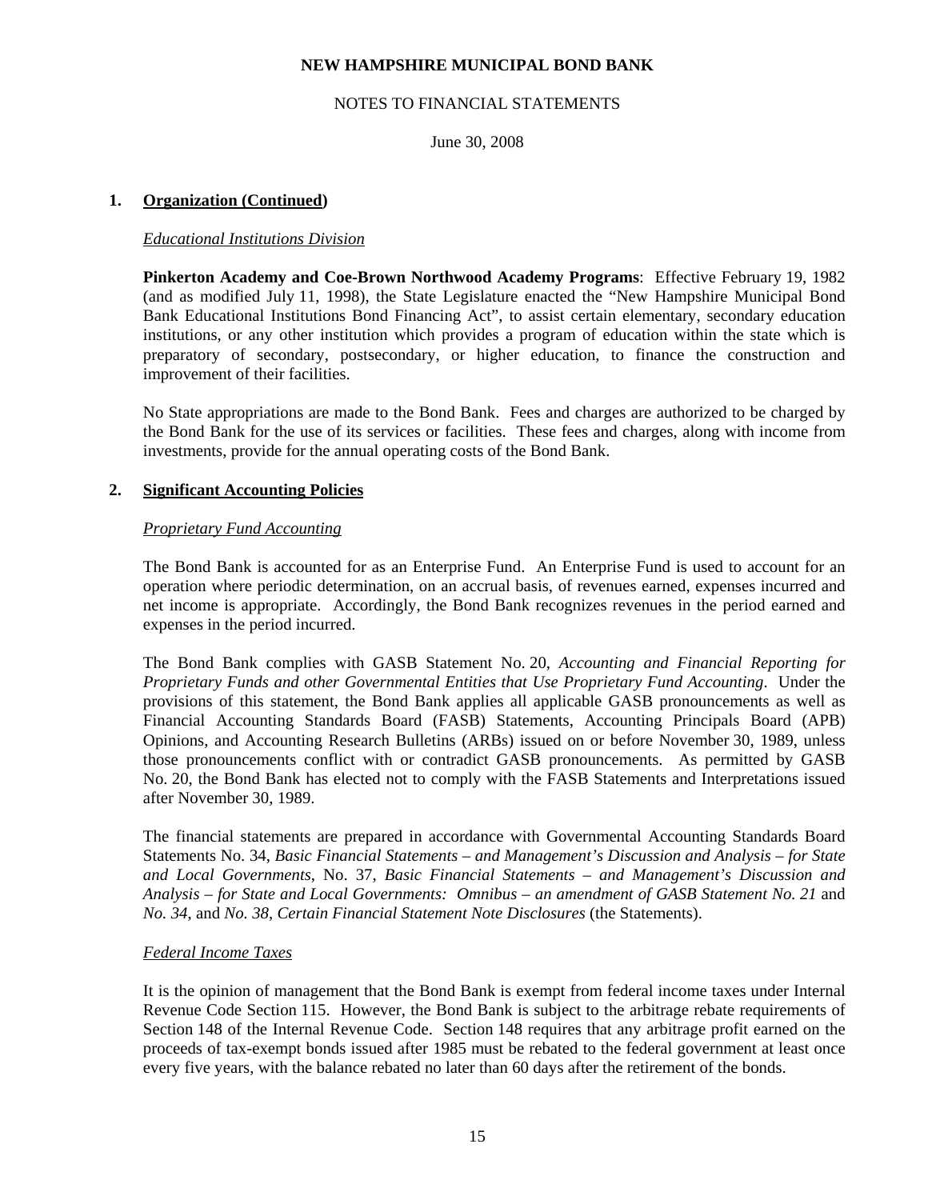**NEW HAMPSHIRE MUNICIPAL BOND BANK**

NOTES TO FINANCIAL STATEMENTS

June 30, 2008

## 1. Organization (Continued)

*Educational Institutions Division*

**Pinkerton Academy and Coe-Brown Northwood Academy Programs**: Effective February 19, 1982 (and as modified July 11, 1998), the State Legislature enacted the "New Hampshire Municipal Bond Bank Educational Institutions Bond Financing Act", to assist certain elementary, secondary education institutions, or any other institution which provides a program of education within the state which is preparatory of secondary, postsecondary, or higher education, to finance the construction and improvement of their facilities.

No State appropriations are made to the Bond Bank. Fees and charges are authorized to be charged by the Bond Bank for the use of its services or facilities. These fees and charges, along with income from investments, provide for the annual operating costs of the Bond Bank.

## 2. Significant Accounting Policies

*Proprietary Fund Accounting*

The Bond Bank is accounted for as an Enterprise Fund. An Enterprise Fund is used to account for an operation where periodic determination, on an accrual basis, of revenues earned, expenses incurred and net income is appropriate. Accordingly, the Bond Bank recognizes revenues in the period earned and expenses in the period incurred.

The Bond Bank complies with GASB Statement No. 20, *Accounting and Financial Reporting for Proprietary Funds and other Governmental Entities that Use Proprietary Fund Accounting*. Under the provisions of this statement, the Bond Bank applies all applicable GASB pronouncements as well as Financial Accounting Standards Board (FASB) Statements, Accounting Principals Board (APB) Opinions, and Accounting Research Bulletins (ARBs) issued on or before November 30, 1989, unless those pronouncements conflict with or contradict GASB pronouncements. As permitted by GASB No. 20, the Bond Bank has elected not to comply with the FASB Statements and Interpretations issued after November 30, 1989.

The financial statements are prepared in accordance with Governmental Accounting Standards Board Statements No. 34, *Basic Financial Statements – and Management's Discussion and Analysis – for State and Local Governments*, No. 37, *Basic Financial Statements – and Management's Discussion and Analysis – for State and Local Governments: Omnibus – an amendment of GASB Statement No. 21* and *No. 34*, and *No. 38*, *Certain Financial Statement Note Disclosures* (the Statements).

*Federal Income Taxes*

It is the opinion of management that the Bond Bank is exempt from federal income taxes under Internal Revenue Code Section 115. However, the Bond Bank is subject to the arbitrage rebate requirements of Section 148 of the Internal Revenue Code. Section 148 requires that any arbitrage profit earned on the proceeds of tax-exempt bonds issued after 1985 must be rebated to the federal government at least once every five years, with the balance rebated no later than 60 days after the retirement of the bonds.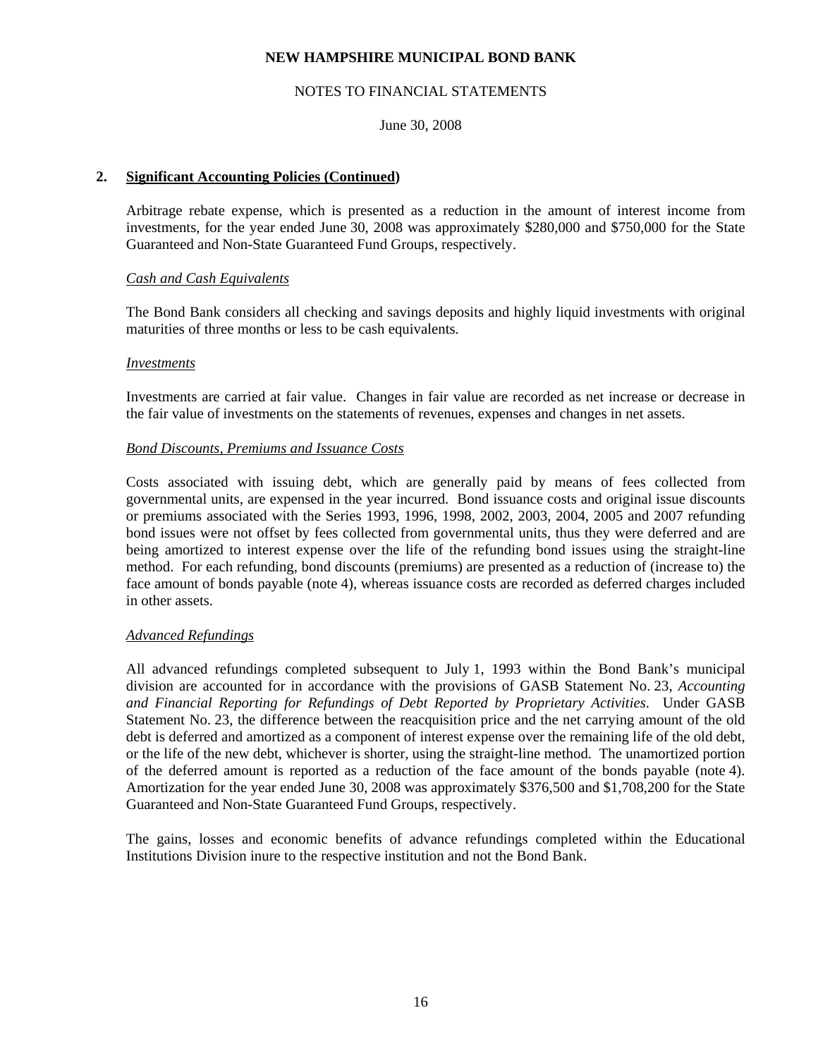## 2. Significant Accounting Policies (Continued)

Arbitrage rebate expense, which is presented as a reduction in the amount of interest income from investments, for the year ended June 30, 2008 was approximately $280,000 and $750,000 for the State Guaranteed and Non-State Guaranteed Fund Groups, respectively.

*Cash and Cash Equivalents*

The Bond Bank considers all checking and savings deposits and highly liquid investments with original maturities of three months or less to be cash equivalents.

*Investments*

Investments are carried at fair value. Changes in fair value are recorded as net increase or decrease in the fair value of investments on the statements of revenues, expenses and changes in net assets.

*Bond Discounts, Premiums and Issuance Costs*

Costs associated with issuing debt, which are generally paid by means of fees collected from governmental units, are expensed in the year incurred. Bond issuance costs and original issue discounts or premiums associated with the Series 1993, 1996, 1998, 2002, 2003, 2004, 2005 and 2007 refunding bond issues were not offset by fees collected from governmental units, thus they were deferred and are being amortized to interest expense over the life of the refunding bond issues using the straight-line method. For each refunding, bond discounts (premiums) are presented as a reduction of (increase to) the face amount of bonds payable (note 4), whereas issuance costs are recorded as deferred charges included in other assets.

*Advanced Refundings*

All advanced refundings completed subsequent to July 1, 1993 within the Bond Bank's municipal division are accounted for in accordance with the provisions of GASB Statement No. 23, *Accounting and Financial Reporting for Refundings of Debt Reported by Proprietary Activities*. Under GASB Statement No. 23, the difference between the reacquisition price and the net carrying amount of the old debt is deferred and amortized as a component of interest expense over the remaining life of the old debt, or the life of the new debt, whichever is shorter, using the straight-line method. The unamortized portion of the deferred amount is reported as a reduction of the face amount of the bonds payable (note 4). Amortization for the year ended June 30, 2008 was approximately $376,500 and $1,708,200 for the State Guaranteed and Non-State Guaranteed Fund Groups, respectively.

The gains, losses and economic benefits of advance refundings completed within the Educational Institutions Division inure to the respective institution and not the Bond Bank.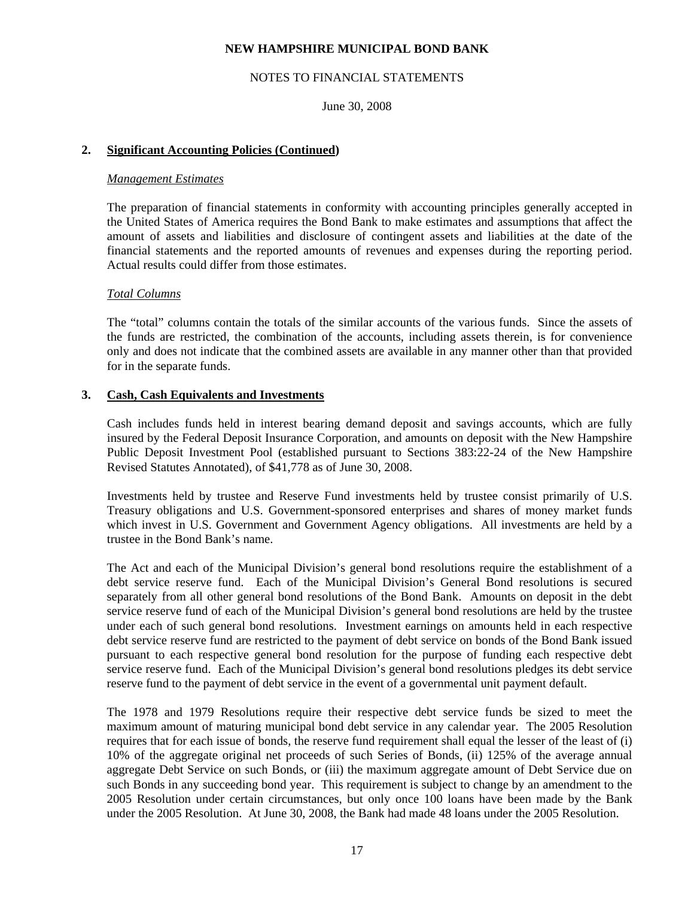## 2. Significant Accounting Policies (Continued)

*Management Estimates*

The preparation of financial statements in conformity with accounting principles generally accepted in the United States of America requires the Bond Bank to make estimates and assumptions that affect the amount of assets and liabilities and disclosure of contingent assets and liabilities at the date of the financial statements and the reported amounts of revenues and expenses during the reporting period. Actual results could differ from those estimates.

*Total Columns*

The "total" columns contain the totals of the similar accounts of the various funds. Since the assets of the funds are restricted, the combination of the accounts, including assets therein, is for convenience only and does not indicate that the combined assets are available in any manner other than that provided for in the separate funds.

## 3. Cash, Cash Equivalents and Investments

Cash includes funds held in interest bearing demand deposit and savings accounts, which are fully insured by the Federal Deposit Insurance Corporation, and amounts on deposit with the New Hampshire Public Deposit Investment Pool (established pursuant to Sections 383:22-24 of the New Hampshire Revised Statutes Annotated), of $41,778 as of June 30, 2008.

Investments held by trustee and Reserve Fund investments held by trustee consist primarily of U.S. Treasury obligations and U.S. Government-sponsored enterprises and shares of money market funds which invest in U.S. Government and Government Agency obligations. All investments are held by a trustee in the Bond Bank's name.

The Act and each of the Municipal Division's general bond resolutions require the establishment of a debt service reserve fund. Each of the Municipal Division's General Bond resolutions is secured separately from all other general bond resolutions of the Bond Bank. Amounts on deposit in the debt service reserve fund of each of the Municipal Division's general bond resolutions are held by the trustee under each of such general bond resolutions. Investment earnings on amounts held in each respective debt service reserve fund are restricted to the payment of debt service on bonds of the Bond Bank issued pursuant to each respective general bond resolution for the purpose of funding each respective debt service reserve fund. Each of the Municipal Division's general bond resolutions pledges its debt service reserve fund to the payment of debt service in the event of a governmental unit payment default.

The 1978 and 1979 Resolutions require their respective debt service funds be sized to meet the maximum amount of maturing municipal bond debt service in any calendar year. The 2005 Resolution requires that for each issue of bonds, the reserve fund requirement shall equal the lesser of the least of (i) 10% of the aggregate original net proceeds of such Series of Bonds, (ii) 125% of the average annual aggregate Debt Service on such Bonds, or (iii) the maximum aggregate amount of Debt Service due on such Bonds in any succeeding bond year. This requirement is subject to change by an amendment to the 2005 Resolution under certain circumstances, but only once 100 loans have been made by the Bank under the 2005 Resolution. At June 30, 2008, the Bank had made 48 loans under the 2005 Resolution.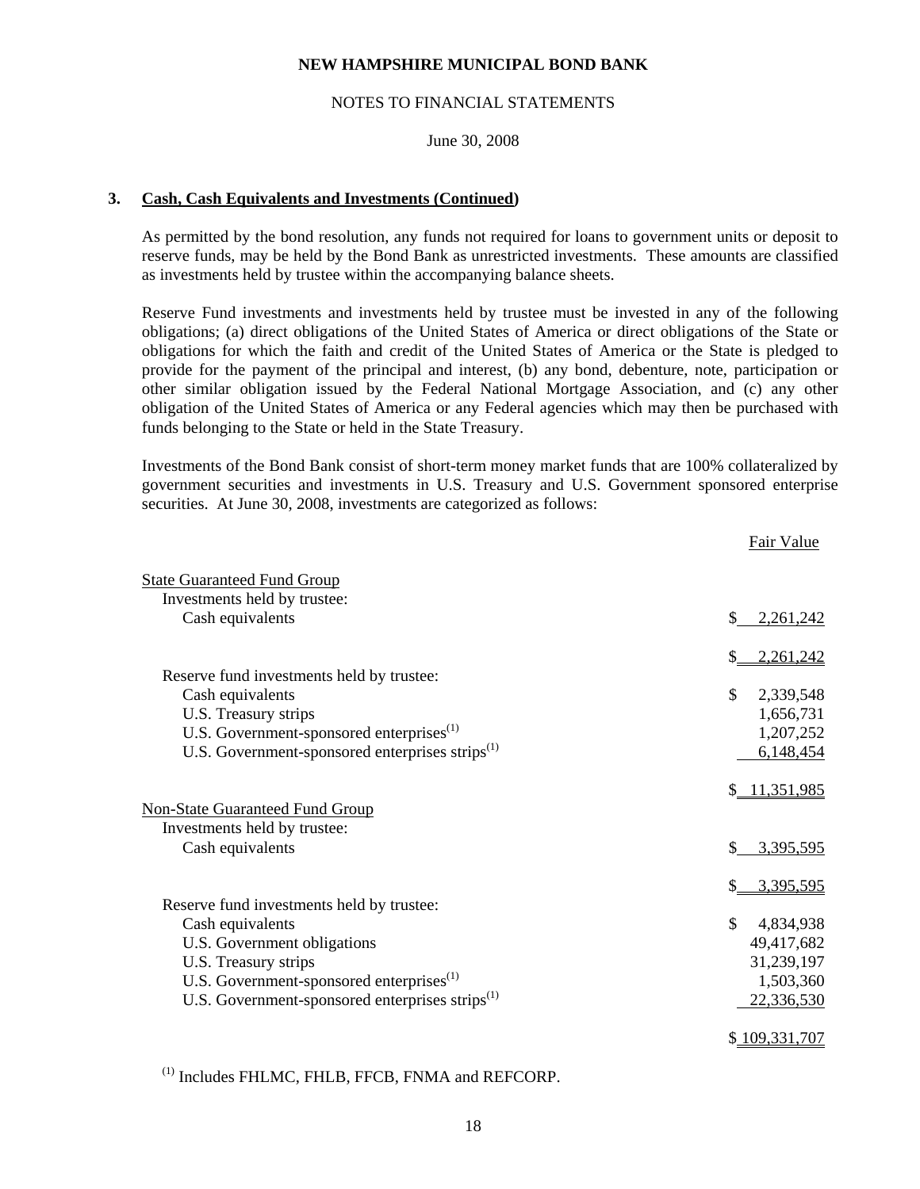**NEW HAMPSHIRE MUNICIPAL BOND BANK**

NOTES TO FINANCIAL STATEMENTS

June 30, 2008

**3. Cash, Cash Equivalents and Investments (Continued)**

As permitted by the bond resolution, any funds not required for loans to government units or deposit to reserve funds, may be held by the Bond Bank as unrestricted investments. These amounts are classified as investments held by trustee within the accompanying balance sheets.

Reserve Fund investments and investments held by trustee must be invested in any of the following obligations; (a) direct obligations of the United States of America or direct obligations of the State or obligations for which the faith and credit of the United States of America or the State is pledged to provide for the payment of the principal and interest, (b) any bond, debenture, note, participation or other similar obligation issued by the Federal National Mortgage Association, and (c) any other obligation of the United States of America or any Federal agencies which may then be purchased with funds belonging to the State or held in the State Treasury.

Investments of the Bond Bank consist of short-term money market funds that are 100% collateralized by government securities and investments in U.S. Treasury and U.S. Government sponsored enterprise securities. At June 30, 2008, investments are categorized as follows:

| | Fair Value |
|---|---|
| State Guaranteed Fund Group | |
| Investments held by trustee: | |
| Cash equivalents | $ 2,261,242 |
| | $ 2,261,242 |
| Reserve fund investments held by trustee: | |
| Cash equivalents | $ 2,339,548 |
| U.S. Treasury strips | 1,656,731 |
| U.S. Government-sponsored enterprises[(1)] | 1,207,252 |
| U.S. Government-sponsored enterprises strips[(1)] | 6,148,454 |
| | $ 11,351,985 |
| Non-State Guaranteed Fund Group | |
| Investments held by trustee: | |
| Cash equivalents | $ 3,395,595 |
| | $ 3,395,595 |
| Reserve fund investments held by trustee: | |
| Cash equivalents | $ 4,834,938 |
| U.S. Government obligations | 49,417,682 |
| U.S. Treasury strips | 31,239,197 |
| U.S. Government-sponsored enterprises[(1)] | 1,503,360 |
| U.S. Government-sponsored enterprises strips[(1)] | 22,336,530 |
| | $ 109,331,707 |

[(1)] Includes FHLMC, FHLB, FFCB, FNMA and REFCORP.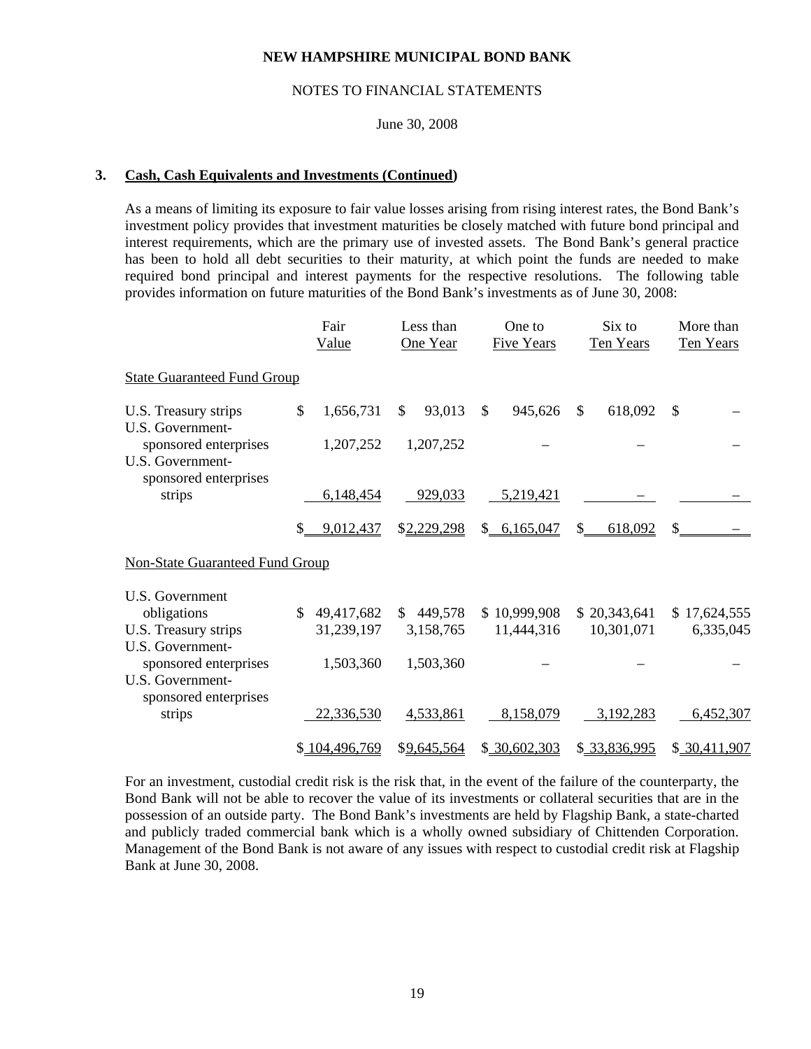### 3. Cash, Cash Equivalents and Investments (Continued)

As a means of limiting its exposure to fair value losses arising from rising interest rates, the Bond Bank's investment policy provides that investment maturities be closely matched with future bond principal and interest requirements, which are the primary use of invested assets. The Bond Bank's general practice has been to hold all debt securities to their maturity, at which point the funds are needed to make required bond principal and interest payments for the respective resolutions. The following table provides information on future maturities of the Bond Bank's investments as of June 30, 2008:

| | Fair Value | Less than One Year | One to Five Years | Six to Ten Years | More than Ten Years |
|---|---|---|---|---|---|
| State Guaranteed Fund Group | | | | | |
| U.S. Treasury strips | $ 1,656,731 | $ 93,013 | $ 945,626 | $ 618,092 | $ – |
| U.S. Government-sponsored enterprises | 1,207,252 | 1,207,252 | – | – | – |
| U.S. Government-sponsored enterprises strips | 6,148,454 | 929,033 | 5,219,421 | – | – |
| | $ 9,012,437 | $2,229,298 | $ 6,165,047 | $ 618,092 | $ – |
| Non-State Guaranteed Fund Group | | | | | |
| U.S. Government obligations | $ 49,417,682 | $ 449,578 | $ 10,999,908 | $ 20,343,641 | $ 17,624,555 |
| U.S. Treasury strips | 31,239,197 | 3,158,765 | 11,444,316 | 10,301,071 | 6,335,045 |
| U.S. Government-sponsored enterprises | 1,503,360 | 1,503,360 | – | – | – |
| U.S. Government-sponsored enterprises strips | 22,336,530 | 4,533,861 | 8,158,079 | 3,192,283 | 6,452,307 |
| | $ 104,496,769 | $9,645,564 | $ 30,602,303 | $ 33,836,995 | $ 30,411,907 |

For an investment, custodial credit risk is the risk that, in the event of the failure of the counterparty, the Bond Bank will not be able to recover the value of its investments or collateral securities that are in the possession of an outside party. The Bond Bank's investments are held by Flagship Bank, a state-charted and publicly traded commercial bank which is a wholly owned subsidiary of Chittenden Corporation. Management of the Bond Bank is not aware of any issues with respect to custodial credit risk at Flagship Bank at June 30, 2008.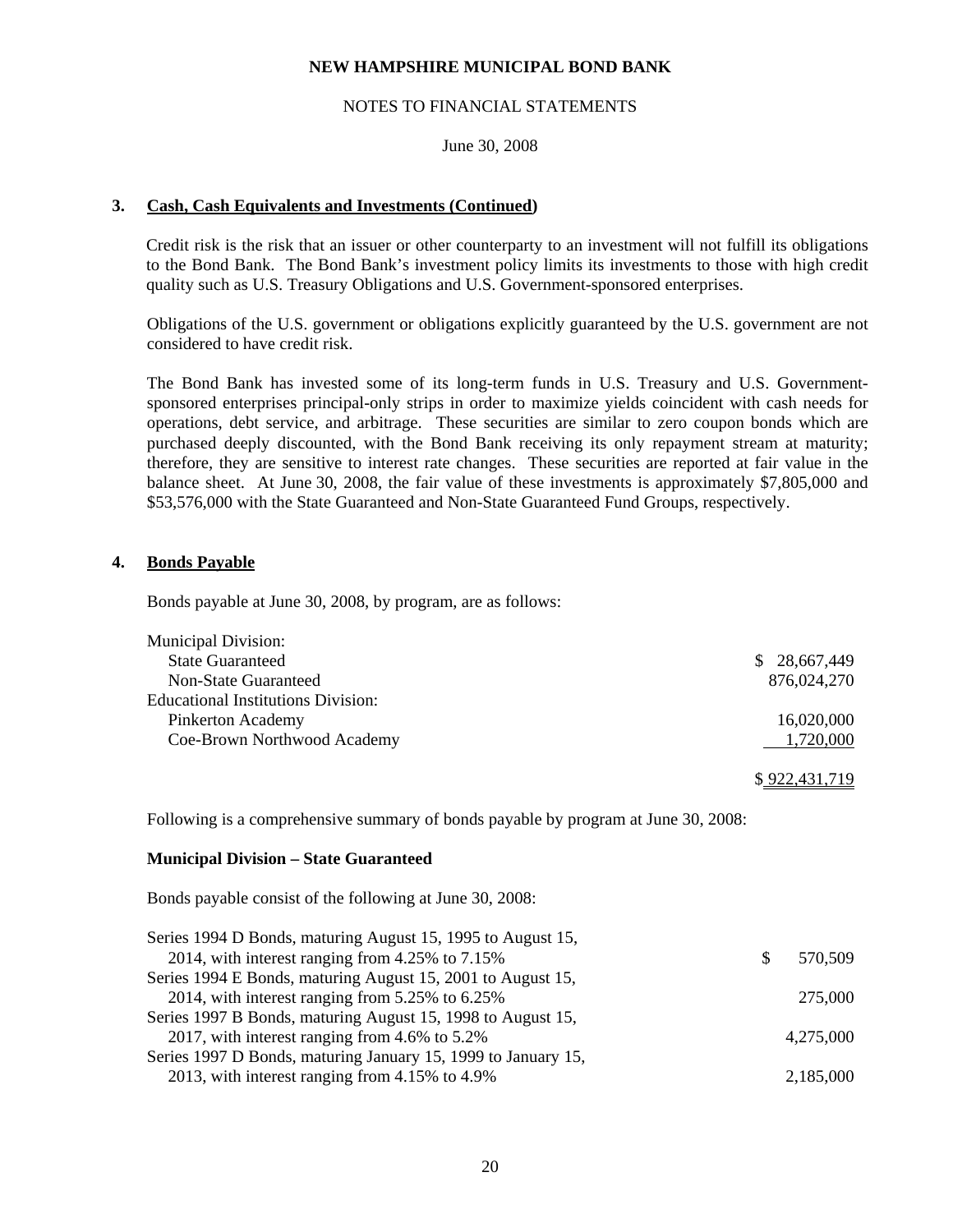NEW HAMPSHIRE MUNICIPAL BOND BANK

NOTES TO FINANCIAL STATEMENTS

June 30, 2008

## 3. Cash, Cash Equivalents and Investments (Continued)

Credit risk is the risk that an issuer or other counterparty to an investment will not fulfill its obligations to the Bond Bank. The Bond Bank's investment policy limits its investments to those with high credit quality such as U.S. Treasury Obligations and U.S. Government-sponsored enterprises.

Obligations of the U.S. government or obligations explicitly guaranteed by the U.S. government are not considered to have credit risk.

The Bond Bank has invested some of its long-term funds in U.S. Treasury and U.S. Government-sponsored enterprises principal-only strips in order to maximize yields coincident with cash needs for operations, debt service, and arbitrage. These securities are similar to zero coupon bonds which are purchased deeply discounted, with the Bond Bank receiving its only repayment stream at maturity; therefore, they are sensitive to interest rate changes. These securities are reported at fair value in the balance sheet. At June 30, 2008, the fair value of these investments is approximately $7,805,000 and $53,576,000 with the State Guaranteed and Non-State Guaranteed Fund Groups, respectively.

## 4. Bonds Payable

Bonds payable at June 30, 2008, by program, are as follows:

| | |
|---|---|
| Municipal Division: | |
| State Guaranteed | $ 28,667,449 |
| Non-State Guaranteed | 876,024,270 |
| Educational Institutions Division: | |
| Pinkerton Academy | 16,020,000 |
| Coe-Brown Northwood Academy | 1,720,000 |
| | $ 922,431,719 |

Following is a comprehensive summary of bonds payable by program at June 30, 2008:

**Municipal Division – State Guaranteed**

Bonds payable consist of the following at June 30, 2008:

| | |
|---|---|
| Series 1994 D Bonds, maturing August 15, 1995 to August 15, 2014, with interest ranging from 4.25% to 7.15% | $ 570,509 |
| Series 1994 E Bonds, maturing August 15, 2001 to August 15, 2014, with interest ranging from 5.25% to 6.25% | 275,000 |
| Series 1997 B Bonds, maturing August 15, 1998 to August 15, 2017, with interest ranging from 4.6% to 5.2% | 4,275,000 |
| Series 1997 D Bonds, maturing January 15, 1999 to January 15, 2013, with interest ranging from 4.15% to 4.9% | 2,185,000 |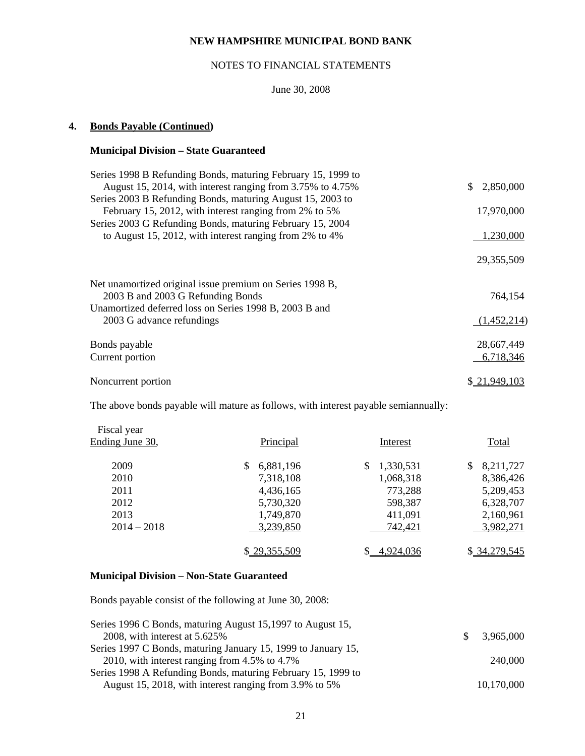# NEW HAMPSHIRE MUNICIPAL BOND BANK

NOTES TO FINANCIAL STATEMENTS

June 30, 2008

## 4. Bonds Payable (Continued)

### Municipal Division – State Guaranteed

| | |
|---|---|
| Series 1998 B Refunding Bonds, maturing February 15, 1999 to August 15, 2014, with interest ranging from 3.75% to 4.75% | $ 2,850,000 |
| Series 2003 B Refunding Bonds, maturing August 15, 2003 to February 15, 2012, with interest ranging from 2% to 5% | 17,970,000 |
| Series 2003 G Refunding Bonds, maturing February 15, 2004 to August 15, 2012, with interest ranging from 2% to 4% | 1,230,000 |
| | 29,355,509 |
| Net unamortized original issue premium on Series 1998 B, 2003 B and 2003 G Refunding Bonds | 764,154 |
| Unamortized deferred loss on Series 1998 B, 2003 B and 2003 G advance refundings | (1,452,214) |
| Bonds payable | 28,667,449 |
| Current portion | 6,718,346 |
| Noncurrent portion | $ 21,949,103 |

The above bonds payable will mature as follows, with interest payable semiannually:

| Fiscal year Ending June 30, | Principal | Interest | Total |
|---|---|---|---|
| 2009 | $ 6,881,196 | $ 1,330,531 | $ 8,211,727 |
| 2010 | 7,318,108 | 1,068,318 | 8,386,426 |
| 2011 | 4,436,165 | 773,288 | 5,209,453 |
| 2012 | 5,730,320 | 598,387 | 6,328,707 |
| 2013 | 1,749,870 | 411,091 | 2,160,961 |
| 2014 – 2018 | 3,239,850 | 742,421 | 3,982,271 |
| | $ 29,355,509 | $ 4,924,036 | $ 34,279,545 |

### Municipal Division – Non-State Guaranteed

Bonds payable consist of the following at June 30, 2008:

| | |
|---|---|
| Series 1996 C Bonds, maturing August 15,1997 to August 15, 2008, with interest at 5.625% | $ 3,965,000 |
| Series 1997 C Bonds, maturing January 15, 1999 to January 15, 2010, with interest ranging from 4.5% to 4.7% | 240,000 |
| Series 1998 A Refunding Bonds, maturing February 15, 1999 to August 15, 2018, with interest ranging from 3.9% to 5% | 10,170,000 |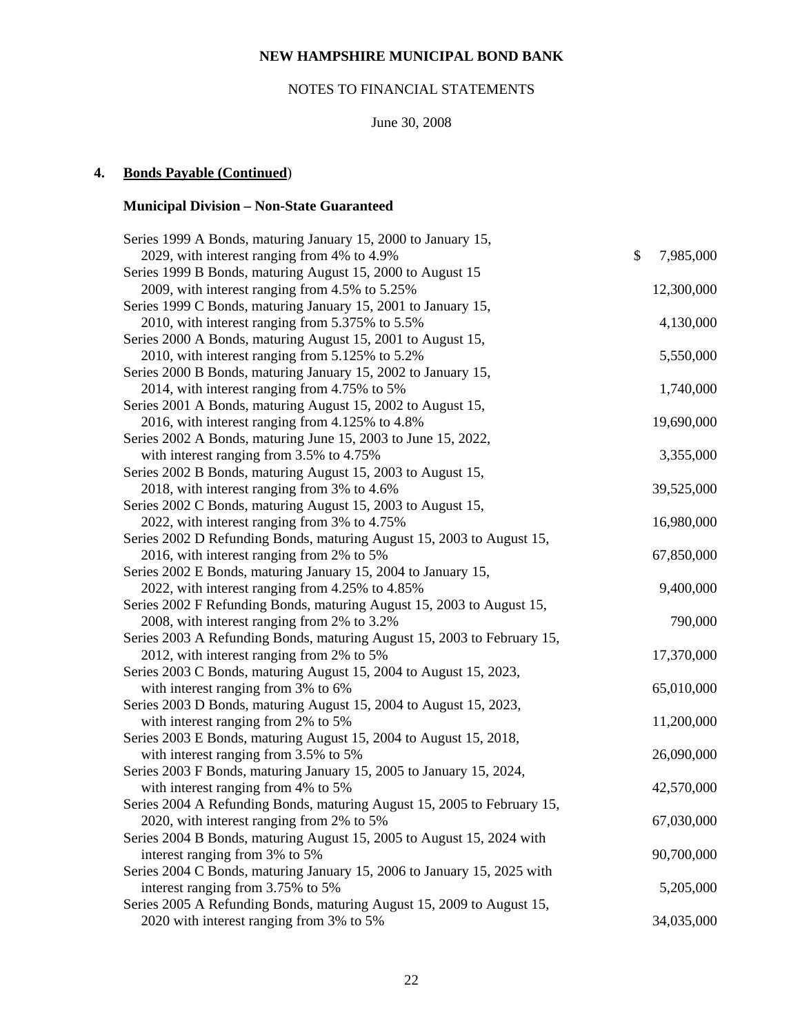NEW HAMPSHIRE MUNICIPAL BOND BANK

NOTES TO FINANCIAL STATEMENTS

June 30, 2008

**4. Bonds Payable (Continued)**

**Municipal Division – Non-State Guaranteed**

| Description | Amount |
|---|---|
| Series 1999 A Bonds, maturing January 15, 2000 to January 15, 2029, with interest ranging from 4% to 4.9% | $ 7,985,000 |
| Series 1999 B Bonds, maturing August 15, 2000 to August 15 2009, with interest ranging from 4.5% to 5.25% | 12,300,000 |
| Series 1999 C Bonds, maturing January 15, 2001 to January 15, 2010, with interest ranging from 5.375% to 5.5% | 4,130,000 |
| Series 2000 A Bonds, maturing August 15, 2001 to August 15, 2010, with interest ranging from 5.125% to 5.2% | 5,550,000 |
| Series 2000 B Bonds, maturing January 15, 2002 to January 15, 2014, with interest ranging from 4.75% to 5% | 1,740,000 |
| Series 2001 A Bonds, maturing August 15, 2002 to August 15, 2016, with interest ranging from 4.125% to 4.8% | 19,690,000 |
| Series 2002 A Bonds, maturing June 15, 2003 to June 15, 2022, with interest ranging from 3.5% to 4.75% | 3,355,000 |
| Series 2002 B Bonds, maturing August 15, 2003 to August 15, 2018, with interest ranging from 3% to 4.6% | 39,525,000 |
| Series 2002 C Bonds, maturing August 15, 2003 to August 15, 2022, with interest ranging from 3% to 4.75% | 16,980,000 |
| Series 2002 D Refunding Bonds, maturing August 15, 2003 to August 15, 2016, with interest ranging from 2% to 5% | 67,850,000 |
| Series 2002 E Bonds, maturing January 15, 2004 to January 15, 2022, with interest ranging from 4.25% to 4.85% | 9,400,000 |
| Series 2002 F Refunding Bonds, maturing August 15, 2003 to August 15, 2008, with interest ranging from 2% to 3.2% | 790,000 |
| Series 2003 A Refunding Bonds, maturing August 15, 2003 to February 15, 2012, with interest ranging from 2% to 5% | 17,370,000 |
| Series 2003 C Bonds, maturing August 15, 2004 to August 15, 2023, with interest ranging from 3% to 6% | 65,010,000 |
| Series 2003 D Bonds, maturing August 15, 2004 to August 15, 2023, with interest ranging from 2% to 5% | 11,200,000 |
| Series 2003 E Bonds, maturing August 15, 2004 to August 15, 2018, with interest ranging from 3.5% to 5% | 26,090,000 |
| Series 2003 F Bonds, maturing January 15, 2005 to January 15, 2024, with interest ranging from 4% to 5% | 42,570,000 |
| Series 2004 A Refunding Bonds, maturing August 15, 2005 to February 15, 2020, with interest ranging from 2% to 5% | 67,030,000 |
| Series 2004 B Bonds, maturing August 15, 2005 to August 15, 2024 with interest ranging from 3% to 5% | 90,700,000 |
| Series 2004 C Bonds, maturing January 15, 2006 to January 15, 2025 with interest ranging from 3.75% to 5% | 5,205,000 |
| Series 2005 A Refunding Bonds, maturing August 15, 2009 to August 15, 2020 with interest ranging from 3% to 5% | 34,035,000 |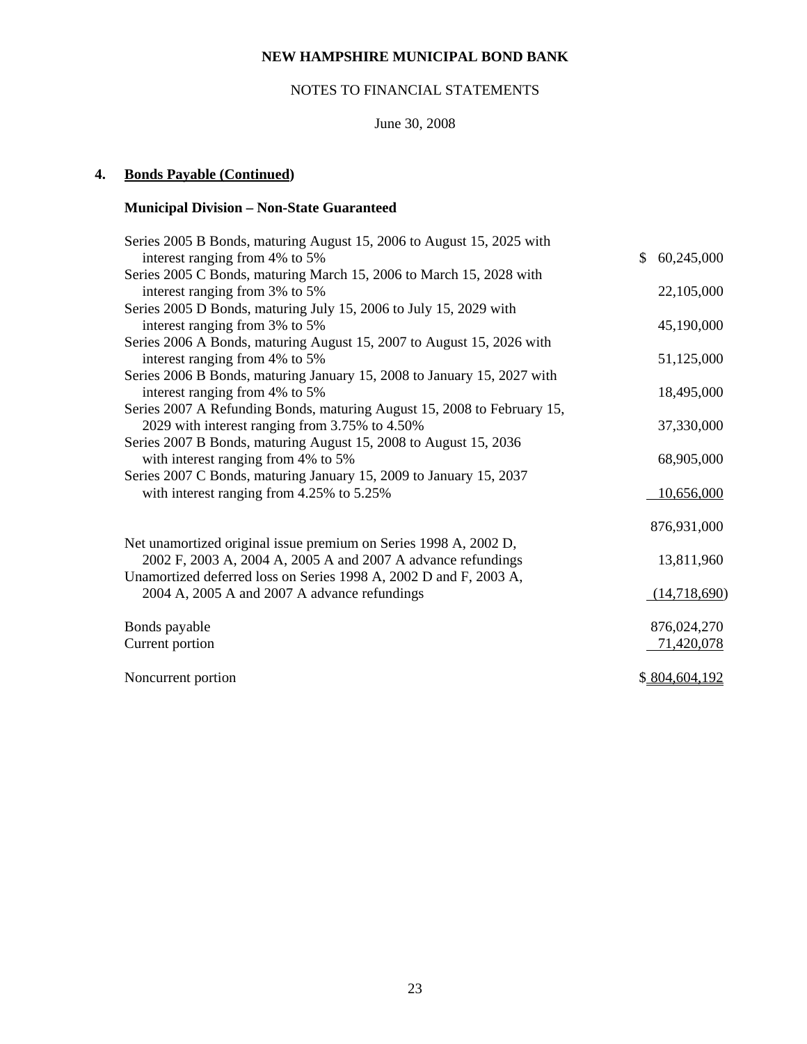# NEW HAMPSHIRE MUNICIPAL BOND BANK

NOTES TO FINANCIAL STATEMENTS

June 30, 2008

## 4. Bonds Payable (Continued)

### Municipal Division – Non-State Guaranteed

| | |
|---|---|
| Series 2005 B Bonds, maturing August 15, 2006 to August 15, 2025 with interest ranging from 4% to 5% | $ 60,245,000 |
| Series 2005 C Bonds, maturing March 15, 2006 to March 15, 2028 with interest ranging from 3% to 5% | 22,105,000 |
| Series 2005 D Bonds, maturing July 15, 2006 to July 15, 2029 with interest ranging from 3% to 5% | 45,190,000 |
| Series 2006 A Bonds, maturing August 15, 2007 to August 15, 2026 with interest ranging from 4% to 5% | 51,125,000 |
| Series 2006 B Bonds, maturing January 15, 2008 to January 15, 2027 with interest ranging from 4% to 5% | 18,495,000 |
| Series 2007 A Refunding Bonds, maturing August 15, 2008 to February 15, 2029 with interest ranging from 3.75% to 4.50% | 37,330,000 |
| Series 2007 B Bonds, maturing August 15, 2008 to August 15, 2036 with interest ranging from 4% to 5% | 68,905,000 |
| Series 2007 C Bonds, maturing January 15, 2009 to January 15, 2037 with interest ranging from 4.25% to 5.25% | 10,656,000 |
| | 876,931,000 |
| Net unamortized original issue premium on Series 1998 A, 2002 D, 2002 F, 2003 A, 2004 A, 2005 A and 2007 A advance refundings | 13,811,960 |
| Unamortized deferred loss on Series 1998 A, 2002 D and F, 2003 A, 2004 A, 2005 A and 2007 A advance refundings | (14,718,690) |
| Bonds payable | 876,024,270 |
| Current portion | 71,420,078 |
| Noncurrent portion | $ 804,604,192 |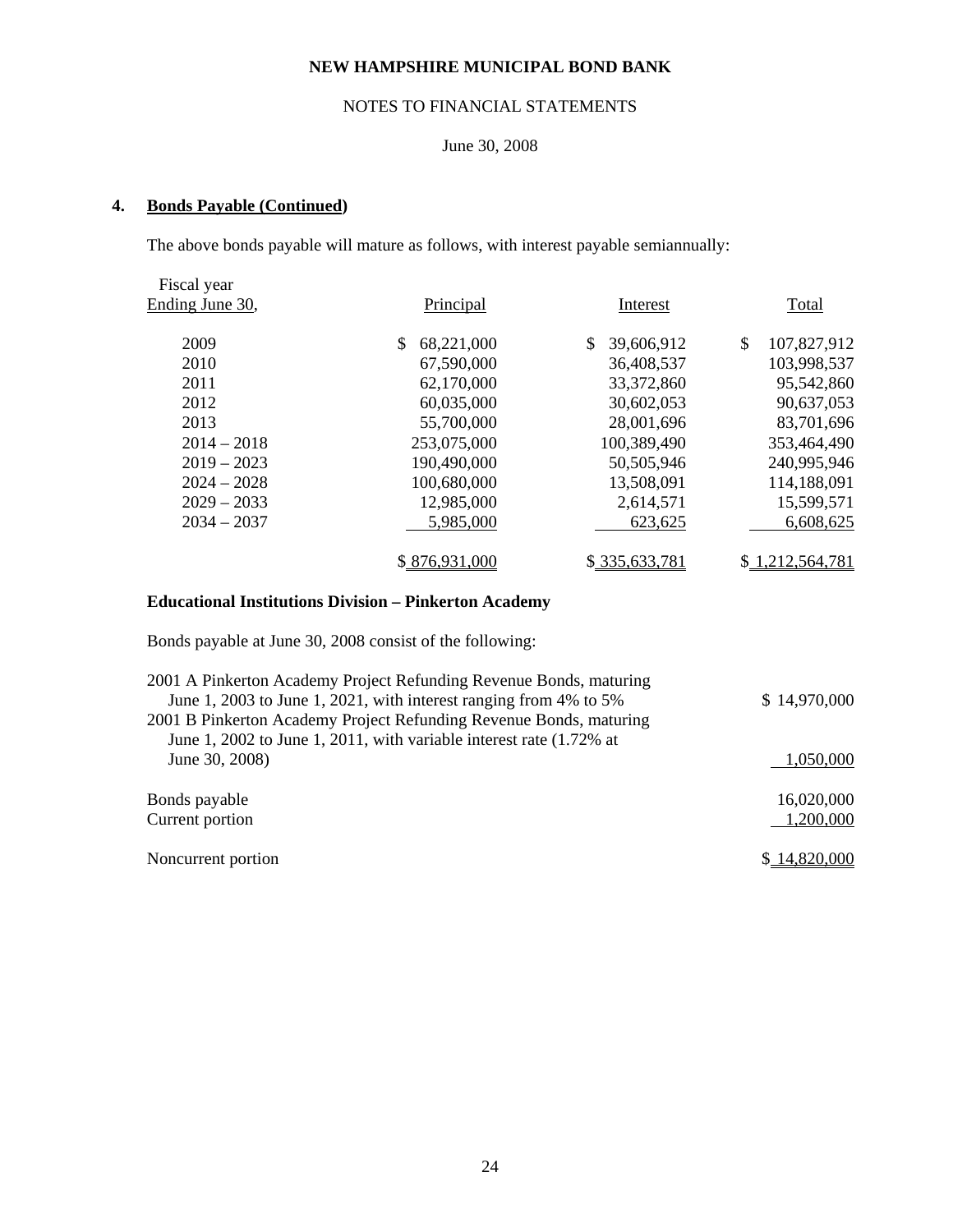# NEW HAMPSHIRE MUNICIPAL BOND BANK

NOTES TO FINANCIAL STATEMENTS

June 30, 2008

## 4. Bonds Payable (Continued)

The above bonds payable will mature as follows, with interest payable semiannually:

| Fiscal year Ending June 30, | Principal | Interest | Total |
|---|---|---|---|
| 2009 | $ 68,221,000 | $ 39,606,912 | $ 107,827,912 |
| 2010 | 67,590,000 | 36,408,537 | 103,998,537 |
| 2011 | 62,170,000 | 33,372,860 | 95,542,860 |
| 2012 | 60,035,000 | 30,602,053 | 90,637,053 |
| 2013 | 55,700,000 | 28,001,696 | 83,701,696 |
| 2014 – 2018 | 253,075,000 | 100,389,490 | 353,464,490 |
| 2019 – 2023 | 190,490,000 | 50,505,946 | 240,995,946 |
| 2024 – 2028 | 100,680,000 | 13,508,091 | 114,188,091 |
| 2029 – 2033 | 12,985,000 | 2,614,571 | 15,599,571 |
| 2034 – 2037 | 5,985,000 | 623,625 | 6,608,625 |
| | $ 876,931,000 | $ 335,633,781 | $ 1,212,564,781 |

**Educational Institutions Division – Pinkerton Academy**

Bonds payable at June 30, 2008 consist of the following:

| | |
|---|---|
| 2001 A Pinkerton Academy Project Refunding Revenue Bonds, maturing June 1, 2003 to June 1, 2021, with interest ranging from 4% to 5% | $ 14,970,000 |
| 2001 B Pinkerton Academy Project Refunding Revenue Bonds, maturing June 1, 2002 to June 1, 2011, with variable interest rate (1.72% at June 30, 2008) | 1,050,000 |
| Bonds payable | 16,020,000 |
| Current portion | 1,200,000 |
| Noncurrent portion | $ 14,820,000 |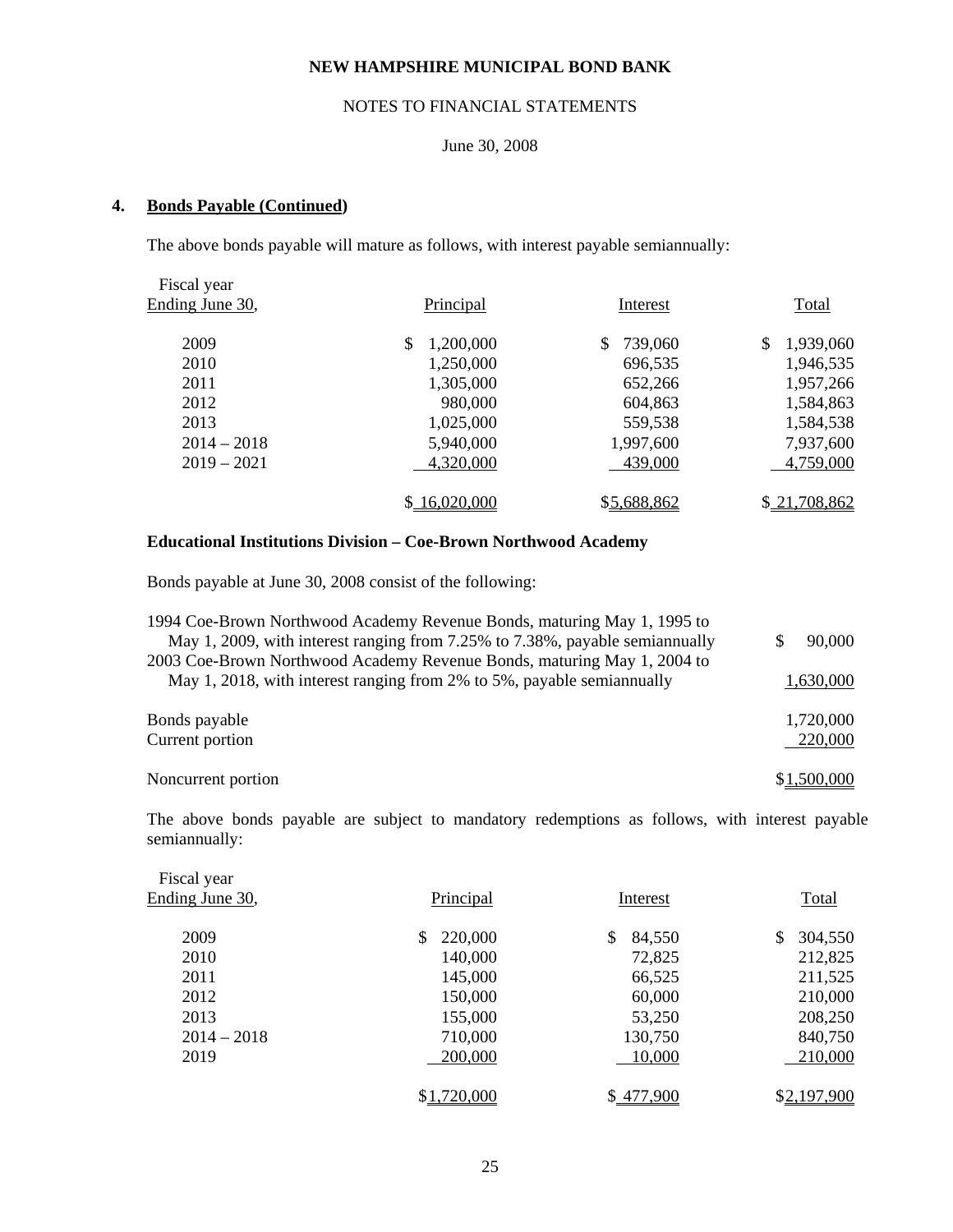**NEW HAMPSHIRE MUNICIPAL BOND BANK**

NOTES TO FINANCIAL STATEMENTS

June 30, 2008

## 4. Bonds Payable (Continued)

The above bonds payable will mature as follows, with interest payable semiannually:

| Fiscal year Ending June 30, | Principal | Interest | Total |
|---|---|---|---|
| 2009 | $ 1,200,000 | $ 739,060 | $ 1,939,060 |
| 2010 | 1,250,000 | 696,535 | 1,946,535 |
| 2011 | 1,305,000 | 652,266 | 1,957,266 |
| 2012 | 980,000 | 604,863 | 1,584,863 |
| 2013 | 1,025,000 | 559,538 | 1,584,538 |
| 2014 – 2018 | 5,940,000 | 1,997,600 | 7,937,600 |
| 2019 – 2021 | 4,320,000 | 439,000 | 4,759,000 |
| | $ 16,020,000 | $5,688,862 | $ 21,708,862 |

### Educational Institutions Division – Coe-Brown Northwood Academy

Bonds payable at June 30, 2008 consist of the following:

| | |
|---|---|
| 1994 Coe-Brown Northwood Academy Revenue Bonds, maturing May 1, 1995 to May 1, 2009, with interest ranging from 7.25% to 7.38%, payable semiannually | $ 90,000 |
| 2003 Coe-Brown Northwood Academy Revenue Bonds, maturing May 1, 2004 to May 1, 2018, with interest ranging from 2% to 5%, payable semiannually | 1,630,000 |
| Bonds payable | 1,720,000 |
| Current portion | 220,000 |
| Noncurrent portion | $1,500,000 |

The above bonds payable are subject to mandatory redemptions as follows, with interest payable semiannually:

| Fiscal year Ending June 30, | Principal | Interest | Total |
|---|---|---|---|
| 2009 | $ 220,000 | $ 84,550 | $ 304,550 |
| 2010 | 140,000 | 72,825 | 212,825 |
| 2011 | 145,000 | 66,525 | 211,525 |
| 2012 | 150,000 | 60,000 | 210,000 |
| 2013 | 155,000 | 53,250 | 208,250 |
| 2014 – 2018 | 710,000 | 130,750 | 840,750 |
| 2019 | 200,000 | 10,000 | 210,000 |
| | $1,720,000 | $ 477,900 | $2,197,900 |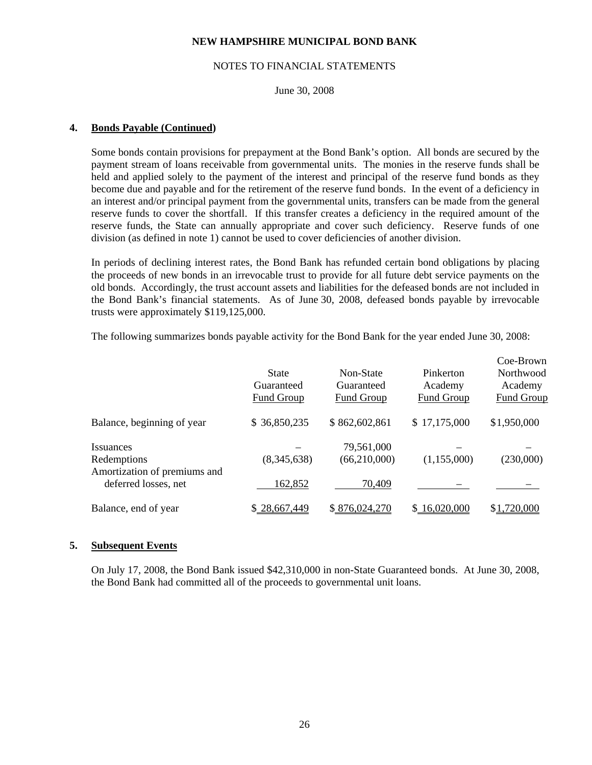**NEW HAMPSHIRE MUNICIPAL BOND BANK**

NOTES TO FINANCIAL STATEMENTS

June 30, 2008

## 4. Bonds Payable (Continued)

Some bonds contain provisions for prepayment at the Bond Bank's option. All bonds are secured by the payment stream of loans receivable from governmental units. The monies in the reserve funds shall be held and applied solely to the payment of the interest and principal of the reserve fund bonds as they become due and payable and for the retirement of the reserve fund bonds. In the event of a deficiency in an interest and/or principal payment from the governmental units, transfers can be made from the general reserve funds to cover the shortfall. If this transfer creates a deficiency in the required amount of the reserve funds, the State can annually appropriate and cover such deficiency. Reserve funds of one division (as defined in note 1) cannot be used to cover deficiencies of another division.

In periods of declining interest rates, the Bond Bank has refunded certain bond obligations by placing the proceeds of new bonds in an irrevocable trust to provide for all future debt service payments on the old bonds. Accordingly, the trust account assets and liabilities for the defeased bonds are not included in the Bond Bank's financial statements. As of June 30, 2008, defeased bonds payable by irrevocable trusts were approximately $119,125,000.

The following summarizes bonds payable activity for the Bond Bank for the year ended June 30, 2008:

| | State Guaranteed Fund Group | Non-State Guaranteed Fund Group | Pinkerton Academy Fund Group | Coe-Brown Northwood Academy Fund Group |
|---|---|---|---|---|
| Balance, beginning of year | $ 36,850,235 | $ 862,602,861 | $ 17,175,000 | $1,950,000 |
| Issuances | – | 79,561,000 | – | – |
| Redemptions | (8,345,638) | (66,210,000) | (1,155,000) | (230,000) |
| Amortization of premiums and deferred losses, net | 162,852 | 70,409 | – | – |
| Balance, end of year | $ 28,667,449 | $ 876,024,270 | $ 16,020,000 | $1,720,000 |

## 5. Subsequent Events

On July 17, 2008, the Bond Bank issued $42,310,000 in non-State Guaranteed bonds. At June 30, 2008, the Bond Bank had committed all of the proceeds to governmental unit loans.